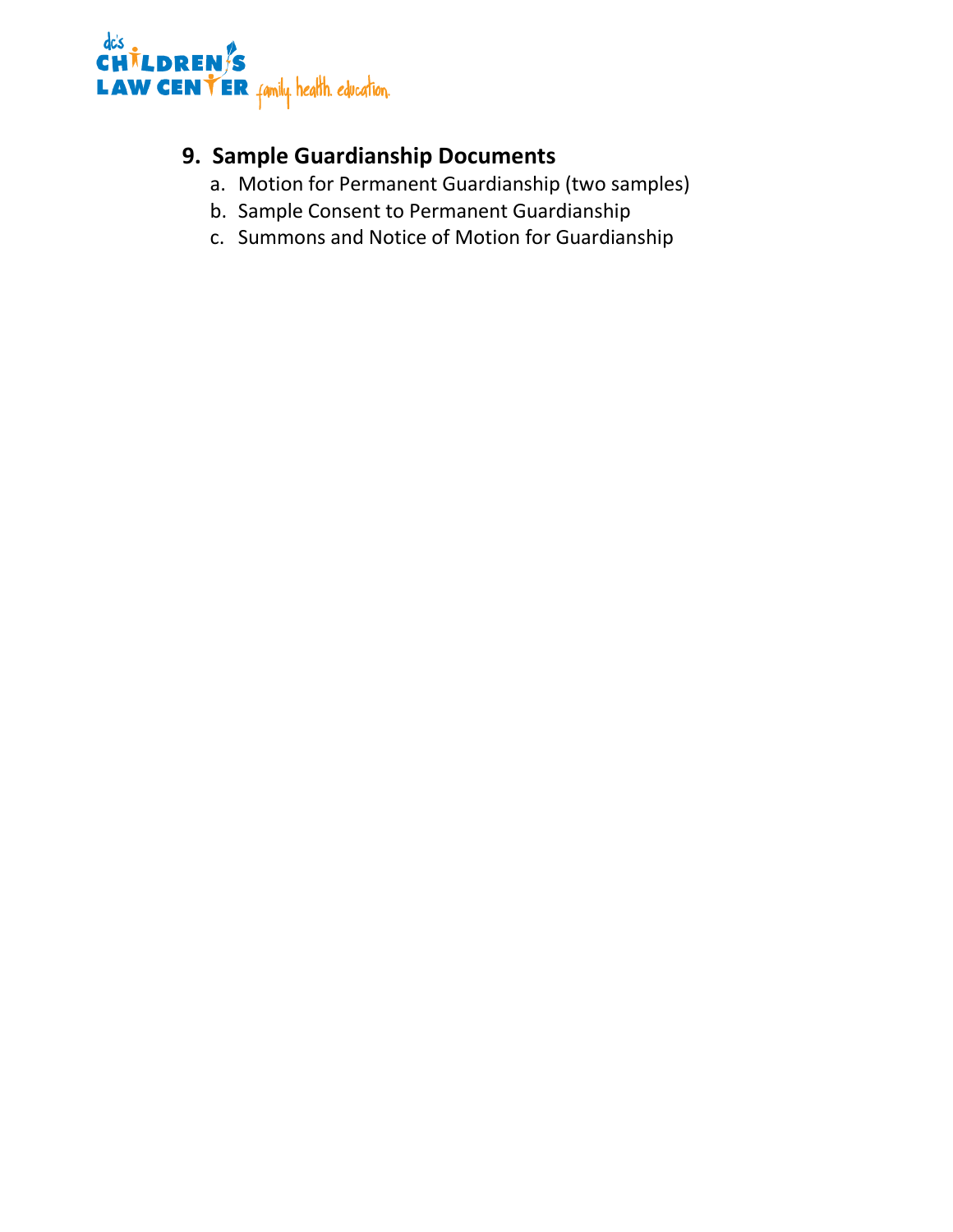## 9. Sample Guardianship Documents

a. Motion for Permanent Guardianship (two samples)
b. Sample Consent to Permanent Guardianship
c. Summons and Notice of Motion for Guardianship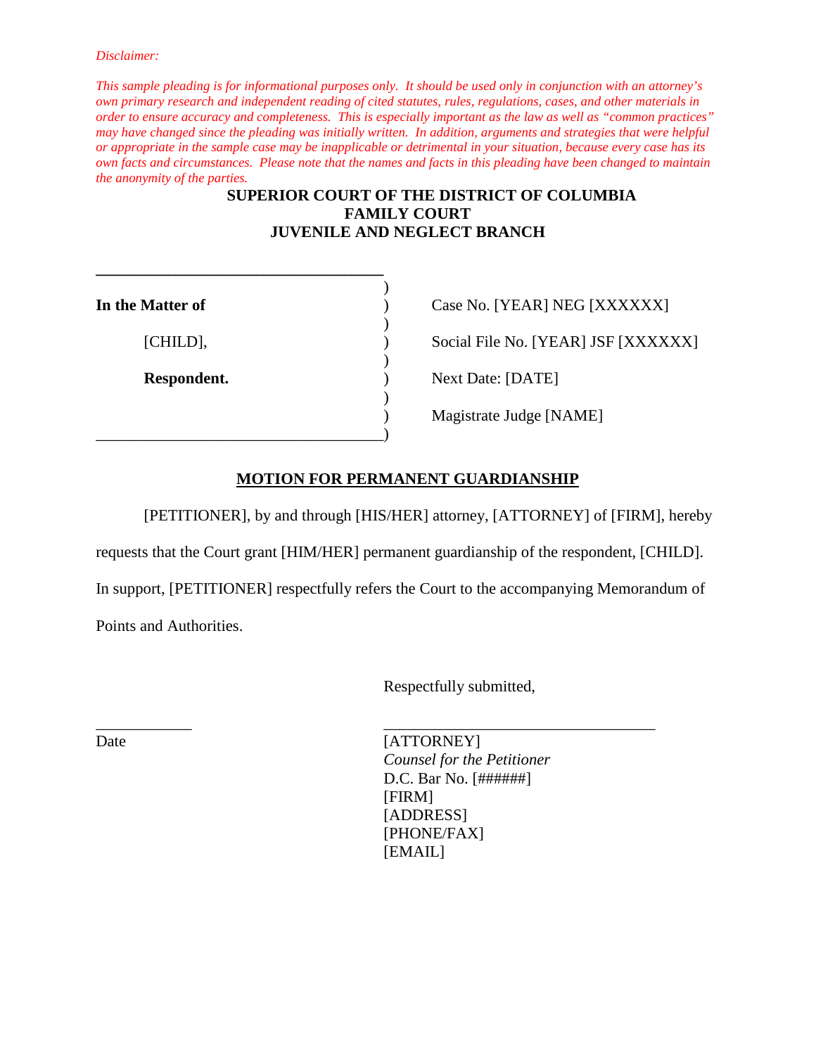*Disclaimer:*

*This sample pleading is for informational purposes only. It should be used only in conjunction with an attorney's own primary research and independent reading of cited statutes, rules, regulations, cases, and other materials in order to ensure accuracy and completeness. This is especially important as the law as well as "common practices" may have changed since the pleading was initially written. In addition, arguments and strategies that were helpful or appropriate in the sample case may be inapplicable or detrimental in your situation, because every case has its own facts and circumstances. Please note that the names and facts in this pleading have been changed to maintain the anonymity of the parties.*

**SUPERIOR COURT OF THE DISTRICT OF COLUMBIA**
**FAMILY COURT**
**JUVENILE AND NEGLECT BRANCH**

| | |
|---|---|
| **In the Matter of** | Case No. [YEAR] NEG [XXXXXX] |
| [CHILD], | Social File No. [YEAR] JSF [XXXXXX] |
| **Respondent.** | Next Date: [DATE] |
| | Magistrate Judge [NAME] |

**MOTION FOR PERMANENT GUARDIANSHIP**

[PETITIONER], by and through [HIS/HER] attorney, [ATTORNEY] of [FIRM], hereby requests that the Court grant [HIM/HER] permanent guardianship of the respondent, [CHILD]. In support, [PETITIONER] respectfully refers the Court to the accompanying Memorandum of Points and Authorities.

Respectfully submitted,

____________ Date

________________________________
[ATTORNEY]
*Counsel for the Petitioner*
D.C. Bar No. [######]
[FIRM]
[ADDRESS]
[PHONE/FAX]
[EMAIL]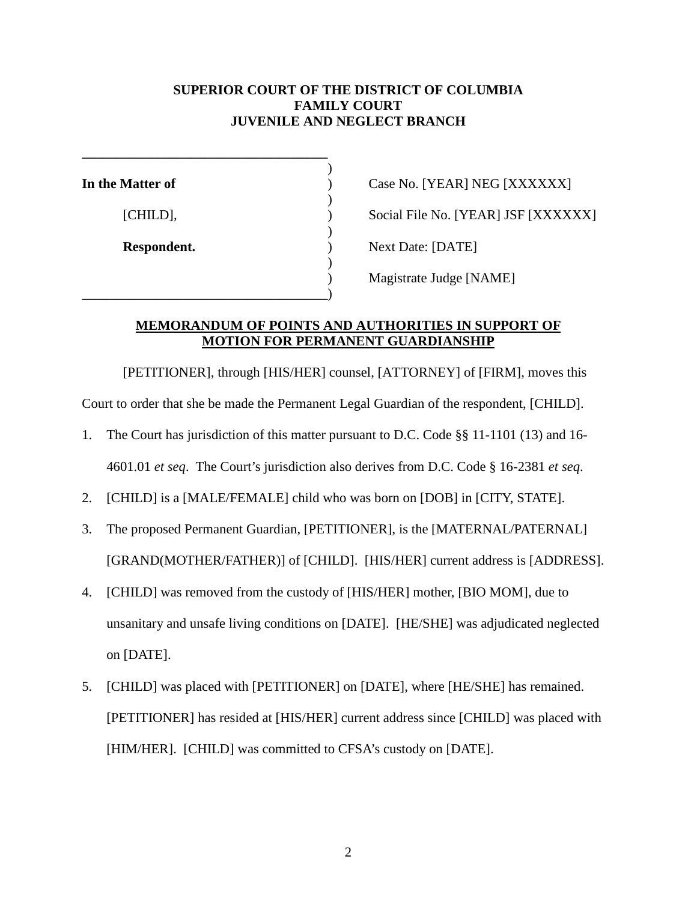**SUPERIOR COURT OF THE DISTRICT OF COLUMBIA**
**FAMILY COURT**
**JUVENILE AND NEGLECT BRANCH**

| | |
|---|---|
| **In the Matter of** | Case No. [YEAR] NEG [XXXXXX] |
| [CHILD], | Social File No. [YEAR] JSF [XXXXXX] |
| **Respondent.** | Next Date: [DATE] |
| | Magistrate Judge [NAME] |

**MEMORANDUM OF POINTS AND AUTHORITIES IN SUPPORT OF MOTION FOR PERMANENT GUARDIANSHIP**

[PETITIONER], through [HIS/HER] counsel, [ATTORNEY] of [FIRM], moves this Court to order that she be made the Permanent Legal Guardian of the respondent, [CHILD].

1. The Court has jurisdiction of this matter pursuant to D.C. Code §§ 11-1101 (13) and 16-4601.01 *et seq*. The Court's jurisdiction also derives from D.C. Code § 16-2381 *et seq*.
2. [CHILD] is a [MALE/FEMALE] child who was born on [DOB] in [CITY, STATE].
3. The proposed Permanent Guardian, [PETITIONER], is the [MATERNAL/PATERNAL] [GRAND(MOTHER/FATHER)] of [CHILD]. [HIS/HER] current address is [ADDRESS].
4. [CHILD] was removed from the custody of [HIS/HER] mother, [BIO MOM], due to unsanitary and unsafe living conditions on [DATE]. [HE/SHE] was adjudicated neglected on [DATE].
5. [CHILD] was placed with [PETITIONER] on [DATE], where [HE/SHE] has remained. [PETITIONER] has resided at [HIS/HER] current address since [CHILD] was placed with [HIM/HER]. [CHILD] was committed to CFSA's custody on [DATE].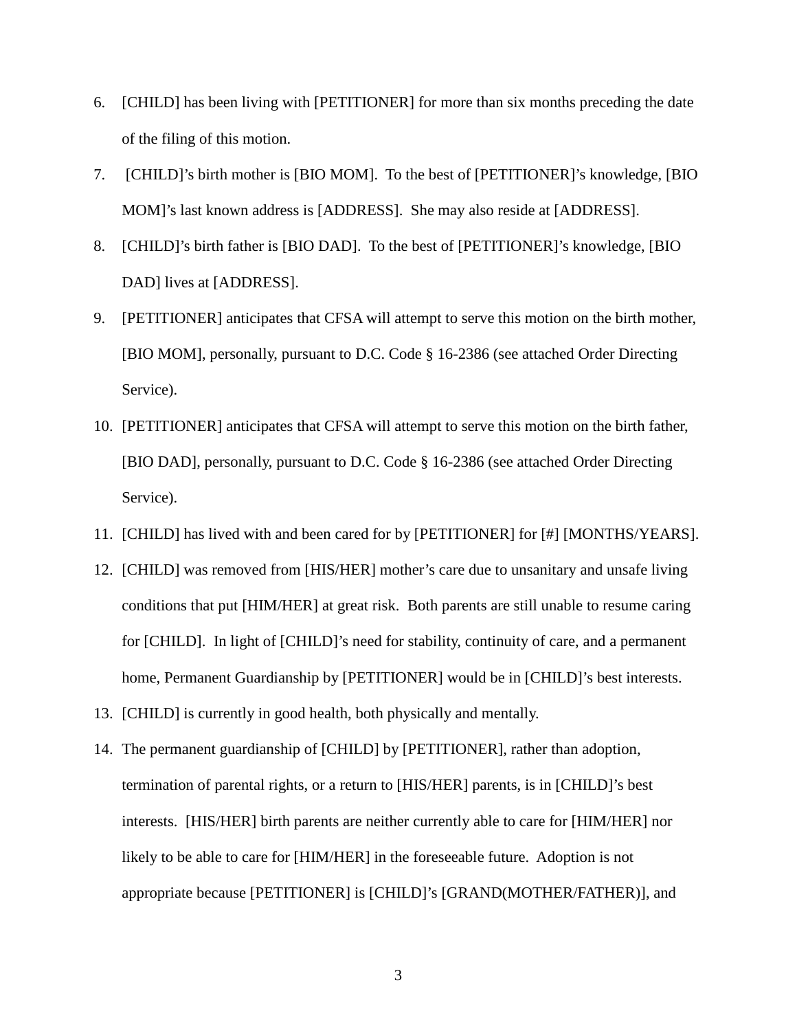6. [CHILD] has been living with [PETITIONER] for more than six months preceding the date of the filing of this motion.
7. [CHILD]'s birth mother is [BIO MOM]. To the best of [PETITIONER]'s knowledge, [BIO MOM]'s last known address is [ADDRESS]. She may also reside at [ADDRESS].
8. [CHILD]'s birth father is [BIO DAD]. To the best of [PETITIONER]'s knowledge, [BIO DAD] lives at [ADDRESS].
9. [PETITIONER] anticipates that CFSA will attempt to serve this motion on the birth mother, [BIO MOM], personally, pursuant to D.C. Code § 16-2386 (see attached Order Directing Service).
10. [PETITIONER] anticipates that CFSA will attempt to serve this motion on the birth father, [BIO DAD], personally, pursuant to D.C. Code § 16-2386 (see attached Order Directing Service).
11. [CHILD] has lived with and been cared for by [PETITIONER] for [#] [MONTHS/YEARS].
12. [CHILD] was removed from [HIS/HER] mother's care due to unsanitary and unsafe living conditions that put [HIM/HER] at great risk. Both parents are still unable to resume caring for [CHILD]. In light of [CHILD]'s need for stability, continuity of care, and a permanent home, Permanent Guardianship by [PETITIONER] would be in [CHILD]'s best interests.
13. [CHILD] is currently in good health, both physically and mentally.
14. The permanent guardianship of [CHILD] by [PETITIONER], rather than adoption, termination of parental rights, or a return to [HIS/HER] parents, is in [CHILD]'s best interests. [HIS/HER] birth parents are neither currently able to care for [HIM/HER] nor likely to be able to care for [HIM/HER] in the foreseeable future. Adoption is not appropriate because [PETITIONER] is [CHILD]'s [GRAND(MOTHER/FATHER)], and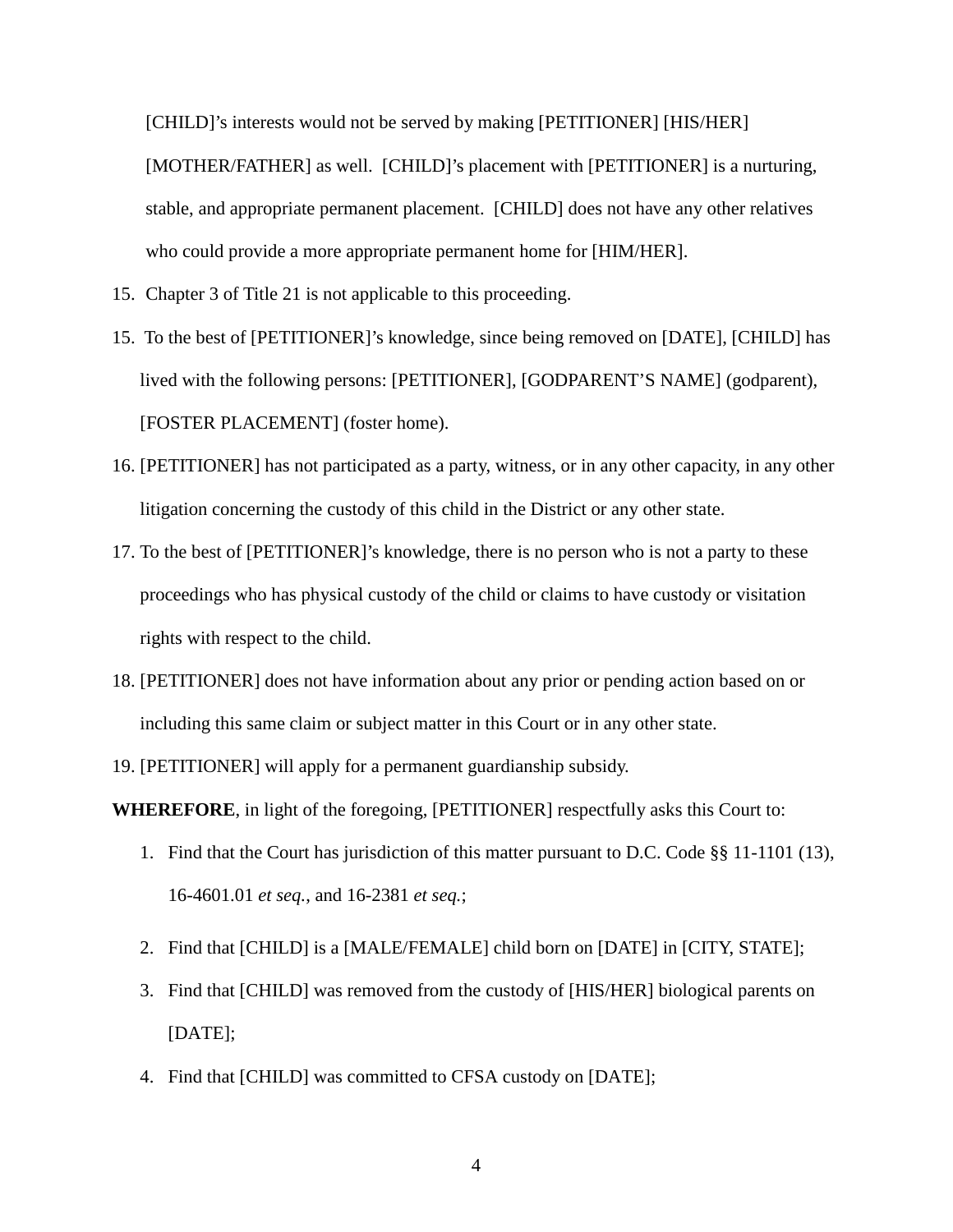[CHILD]'s interests would not be served by making [PETITIONER] [HIS/HER] [MOTHER/FATHER] as well. [CHILD]'s placement with [PETITIONER] is a nurturing, stable, and appropriate permanent placement. [CHILD] does not have any other relatives who could provide a more appropriate permanent home for [HIM/HER].

15. Chapter 3 of Title 21 is not applicable to this proceeding.

15. To the best of [PETITIONER]'s knowledge, since being removed on [DATE], [CHILD] has lived with the following persons: [PETITIONER], [GODPARENT'S NAME] (godparent), [FOSTER PLACEMENT] (foster home).

16. [PETITIONER] has not participated as a party, witness, or in any other capacity, in any other litigation concerning the custody of this child in the District or any other state.

17. To the best of [PETITIONER]'s knowledge, there is no person who is not a party to these proceedings who has physical custody of the child or claims to have custody or visitation rights with respect to the child.

18. [PETITIONER] does not have information about any prior or pending action based on or including this same claim or subject matter in this Court or in any other state.

19. [PETITIONER] will apply for a permanent guardianship subsidy.

**WHEREFORE**, in light of the foregoing, [PETITIONER] respectfully asks this Court to:

1. Find that the Court has jurisdiction of this matter pursuant to D.C. Code §§ 11-1101 (13), 16-4601.01 *et seq.*, and 16-2381 *et seq.*;
2. Find that [CHILD] is a [MALE/FEMALE] child born on [DATE] in [CITY, STATE];
3. Find that [CHILD] was removed from the custody of [HIS/HER] biological parents on [DATE];
4. Find that [CHILD] was committed to CFSA custody on [DATE];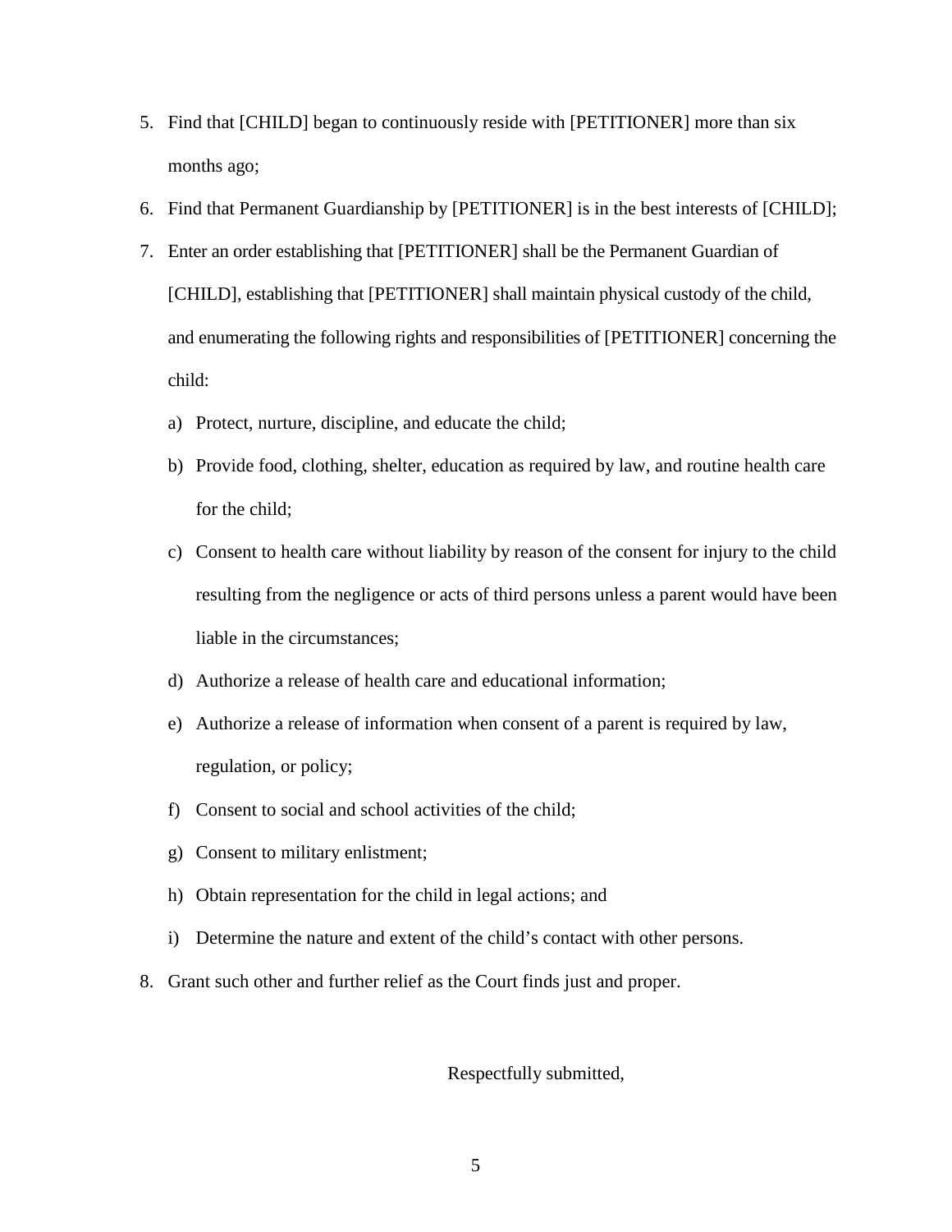5. Find that [CHILD] began to continuously reside with [PETITIONER] more than six months ago;
6. Find that Permanent Guardianship by [PETITIONER] is in the best interests of [CHILD];
7. Enter an order establishing that [PETITIONER] shall be the Permanent Guardian of [CHILD], establishing that [PETITIONER] shall maintain physical custody of the child, and enumerating the following rights and responsibilities of [PETITIONER] concerning the child:
   a) Protect, nurture, discipline, and educate the child;
   b) Provide food, clothing, shelter, education as required by law, and routine health care for the child;
   c) Consent to health care without liability by reason of the consent for injury to the child resulting from the negligence or acts of third persons unless a parent would have been liable in the circumstances;
   d) Authorize a release of health care and educational information;
   e) Authorize a release of information when consent of a parent is required by law, regulation, or policy;
   f) Consent to social and school activities of the child;
   g) Consent to military enlistment;
   h) Obtain representation for the child in legal actions; and
   i) Determine the nature and extent of the child's contact with other persons.
8. Grant such other and further relief as the Court finds just and proper.

Respectfully submitted,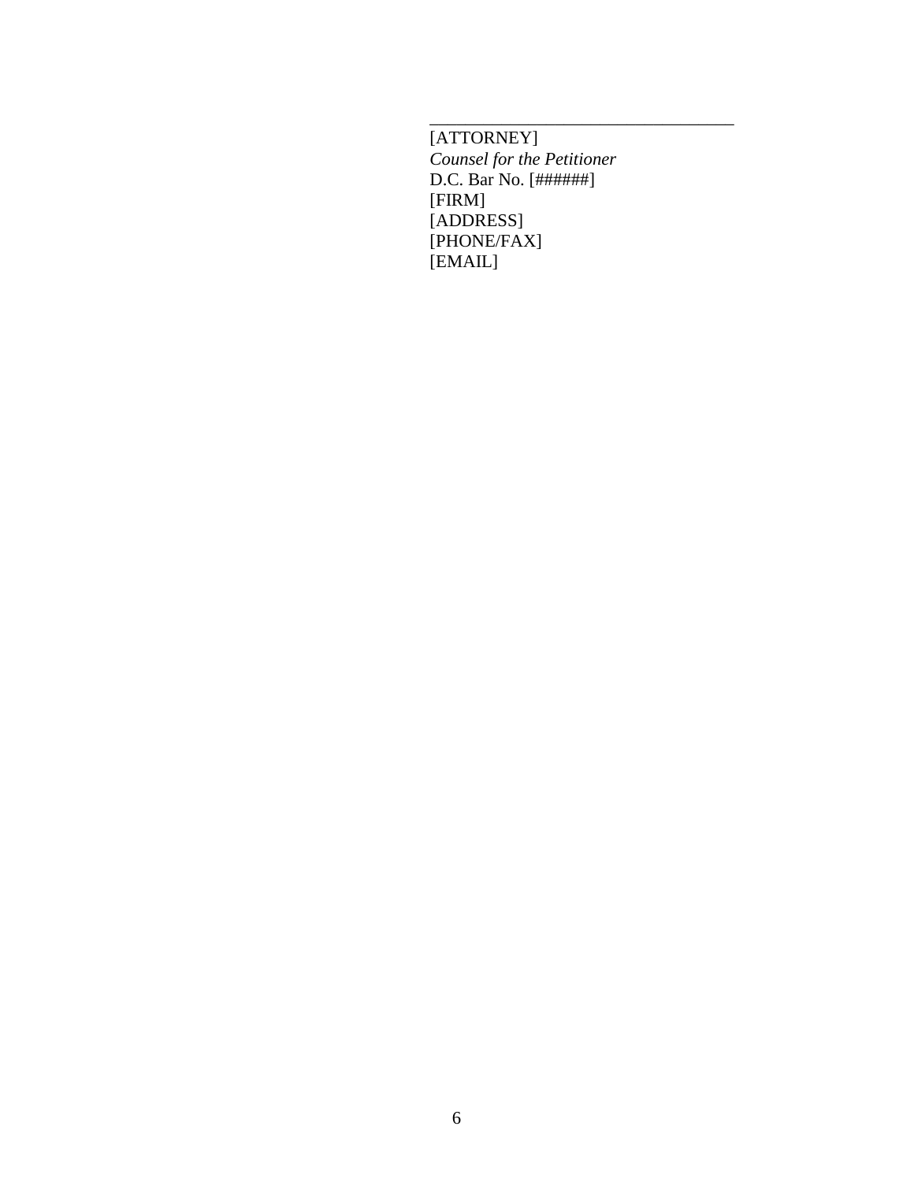\_\_\_\_\_\_\_\_\_\_\_\_\_\_\_\_\_\_\_\_\_\_\_\_\_\_\_\_\_\_\_\_\_\_

[ATTORNEY]  
*Counsel for the Petitioner*  
D.C. Bar No. [######]  
[FIRM]  
[ADDRESS]  
[PHONE/FAX]  
[EMAIL]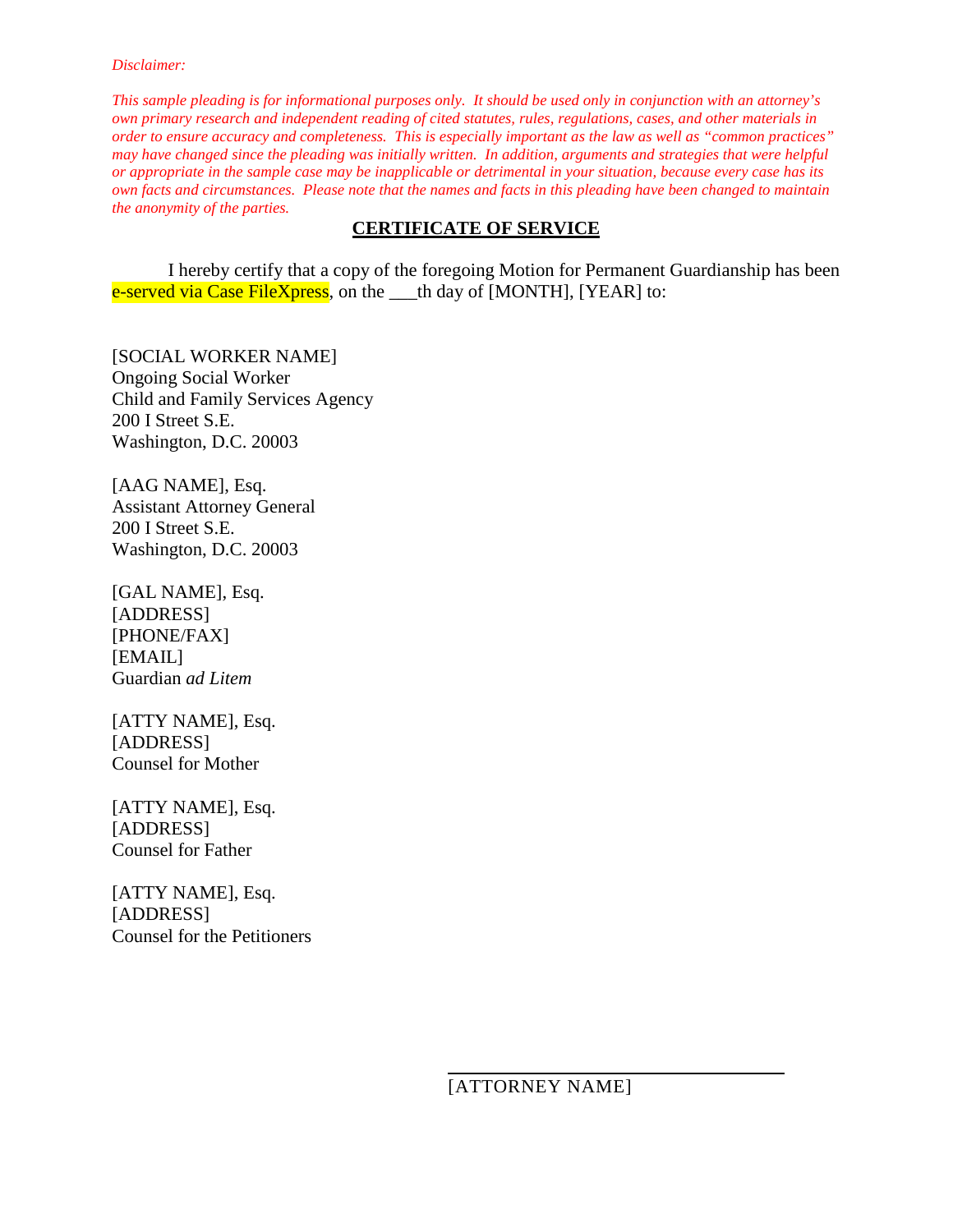*Disclaimer:*

*This sample pleading is for informational purposes only. It should be used only in conjunction with an attorney's own primary research and independent reading of cited statutes, rules, regulations, cases, and other materials in order to ensure accuracy and completeness. This is especially important as the law as well as "common practices" may have changed since the pleading was initially written. In addition, arguments and strategies that were helpful or appropriate in the sample case may be inapplicable or detrimental in your situation, because every case has its own facts and circumstances. Please note that the names and facts in this pleading have been changed to maintain the anonymity of the parties.*

## CERTIFICATE OF SERVICE

I hereby certify that a copy of the foregoing Motion for Permanent Guardianship has been e-served via Case FileXpress, on the ___th day of [MONTH], [YEAR] to:

[SOCIAL WORKER NAME]
Ongoing Social Worker
Child and Family Services Agency
200 I Street S.E.
Washington, D.C. 20003

[AAG NAME], Esq.
Assistant Attorney General
200 I Street S.E.
Washington, D.C. 20003

[GAL NAME], Esq.
[ADDRESS]
[PHONE/FAX]
[EMAIL]
Guardian *ad Litem*

[ATTY NAME], Esq.
[ADDRESS]
Counsel for Mother

[ATTY NAME], Esq.
[ADDRESS]
Counsel for Father

[ATTY NAME], Esq.
[ADDRESS]
Counsel for the Petitioners

\_\_\_\_\_\_\_\_\_\_\_\_\_\_\_\_\_\_\_\_\_\_\_\_\_\_\_\_\_\_
[ATTORNEY NAME]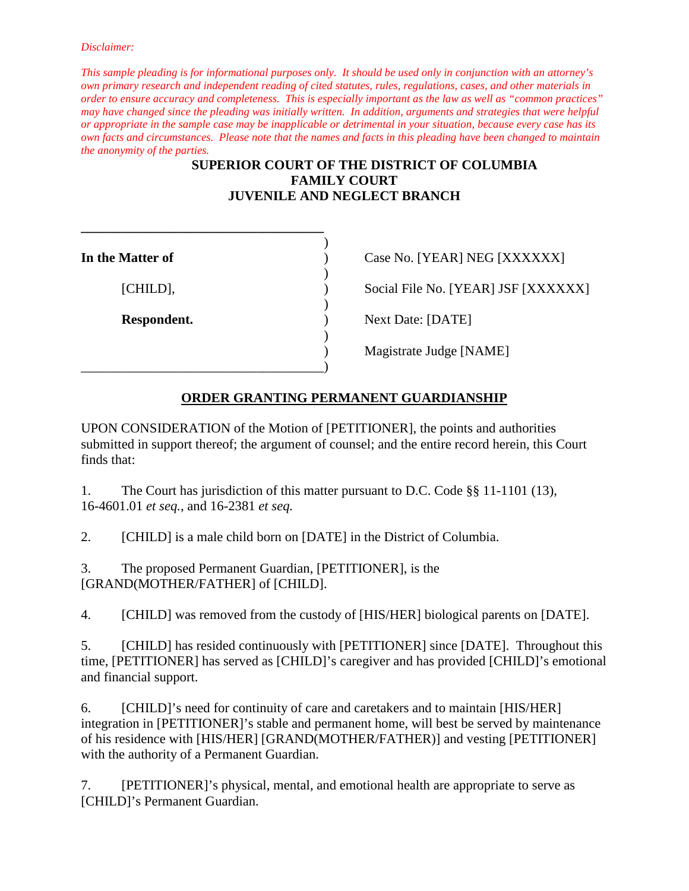*Disclaimer:*

*This sample pleading is for informational purposes only. It should be used only in conjunction with an attorney's own primary research and independent reading of cited statutes, rules, regulations, cases, and other materials in order to ensure accuracy and completeness. This is especially important as the law as well as "common practices" may have changed since the pleading was initially written. In addition, arguments and strategies that were helpful or appropriate in the sample case may be inapplicable or detrimental in your situation, because every case has its own facts and circumstances. Please note that the names and facts in this pleading have been changed to maintain the anonymity of the parties.*

**SUPERIOR COURT OF THE DISTRICT OF COLUMBIA**
**FAMILY COURT**
**JUVENILE AND NEGLECT BRANCH**

| | | |
|---|---|---|
| **In the Matter of** | ) | Case No. [YEAR] NEG [XXXXXX] |
| [CHILD], | ) | Social File No. [YEAR] JSF [XXXXXX] |
| **Respondent.** | ) | Next Date: [DATE] |
| | ) | Magistrate Judge [NAME] |

**ORDER GRANTING PERMANENT GUARDIANSHIP**

UPON CONSIDERATION of the Motion of [PETITIONER], the points and authorities submitted in support thereof; the argument of counsel; and the entire record herein, this Court finds that:

1. The Court has jurisdiction of this matter pursuant to D.C. Code §§ 11-1101 (13), 16-4601.01 *et seq.*, and 16-2381 *et seq.*

2. [CHILD] is a male child born on [DATE] in the District of Columbia.

3. The proposed Permanent Guardian, [PETITIONER], is the [GRAND(MOTHER/FATHER] of [CHILD].

4. [CHILD] was removed from the custody of [HIS/HER] biological parents on [DATE].

5. [CHILD] has resided continuously with [PETITIONER] since [DATE]. Throughout this time, [PETITIONER] has served as [CHILD]'s caregiver and has provided [CHILD]'s emotional and financial support.

6. [CHILD]'s need for continuity of care and caretakers and to maintain [HIS/HER] integration in [PETITIONER]'s stable and permanent home, will best be served by maintenance of his residence with [HIS/HER] [GRAND(MOTHER/FATHER)] and vesting [PETITIONER] with the authority of a Permanent Guardian.

7. [PETITIONER]'s physical, mental, and emotional health are appropriate to serve as [CHILD]'s Permanent Guardian.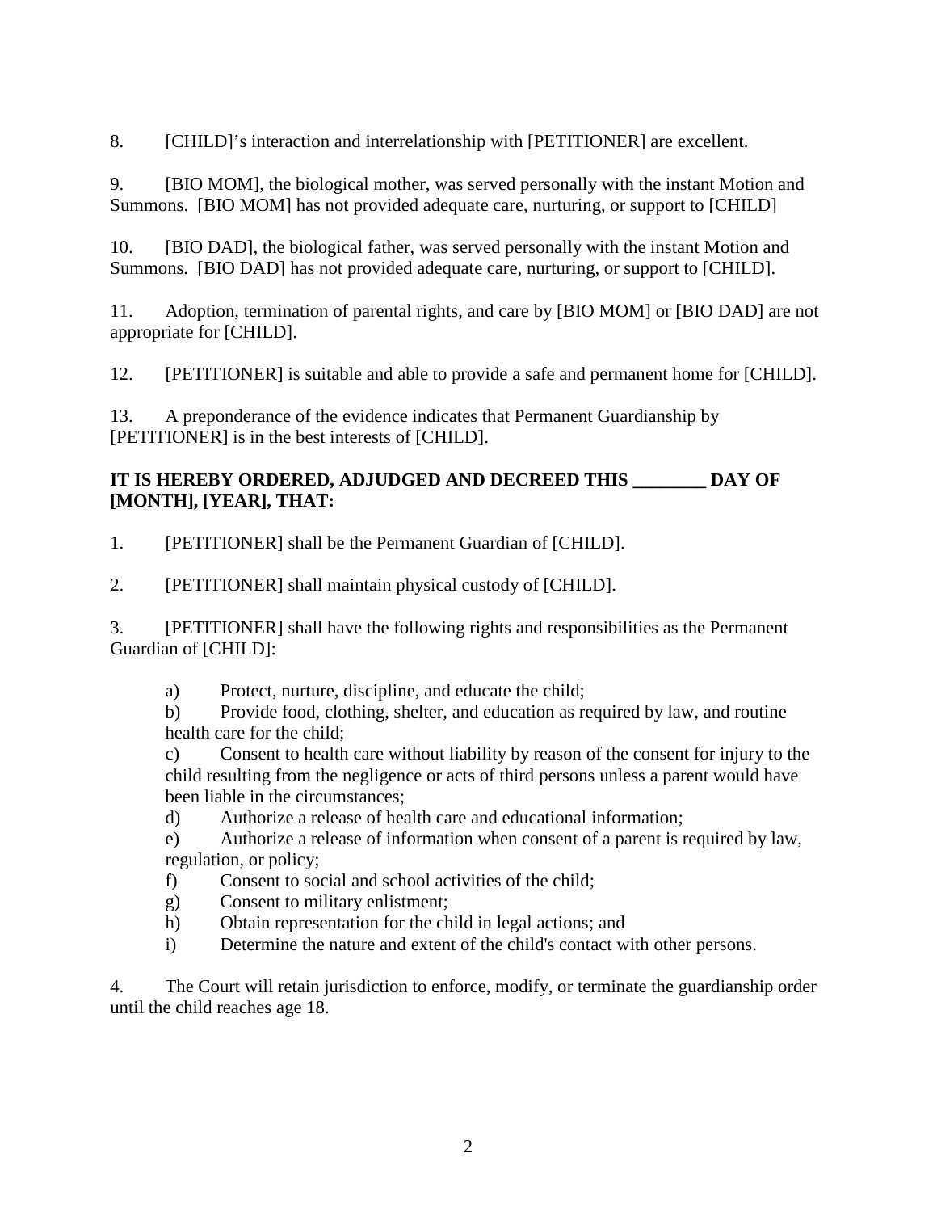8. [CHILD]'s interaction and interrelationship with [PETITIONER] are excellent.

9. [BIO MOM], the biological mother, was served personally with the instant Motion and Summons. [BIO MOM] has not provided adequate care, nurturing, or support to [CHILD]

10. [BIO DAD], the biological father, was served personally with the instant Motion and Summons. [BIO DAD] has not provided adequate care, nurturing, or support to [CHILD].

11. Adoption, termination of parental rights, and care by [BIO MOM] or [BIO DAD] are not appropriate for [CHILD].

12. [PETITIONER] is suitable and able to provide a safe and permanent home for [CHILD].

13. A preponderance of the evidence indicates that Permanent Guardianship by [PETITIONER] is in the best interests of [CHILD].

**IT IS HEREBY ORDERED, ADJUDGED AND DECREED THIS ________ DAY OF [MONTH], [YEAR], THAT:**

1. [PETITIONER] shall be the Permanent Guardian of [CHILD].

2. [PETITIONER] shall maintain physical custody of [CHILD].

3. [PETITIONER] shall have the following rights and responsibilities as the Permanent Guardian of [CHILD]:

    a) Protect, nurture, discipline, and educate the child;
    b) Provide food, clothing, shelter, and education as required by law, and routine health care for the child;
    c) Consent to health care without liability by reason of the consent for injury to the child resulting from the negligence or acts of third persons unless a parent would have been liable in the circumstances;
    d) Authorize a release of health care and educational information;
    e) Authorize a release of information when consent of a parent is required by law, regulation, or policy;
    f) Consent to social and school activities of the child;
    g) Consent to military enlistment;
    h) Obtain representation for the child in legal actions; and
    i) Determine the nature and extent of the child's contact with other persons.

4. The Court will retain jurisdiction to enforce, modify, or terminate the guardianship order until the child reaches age 18.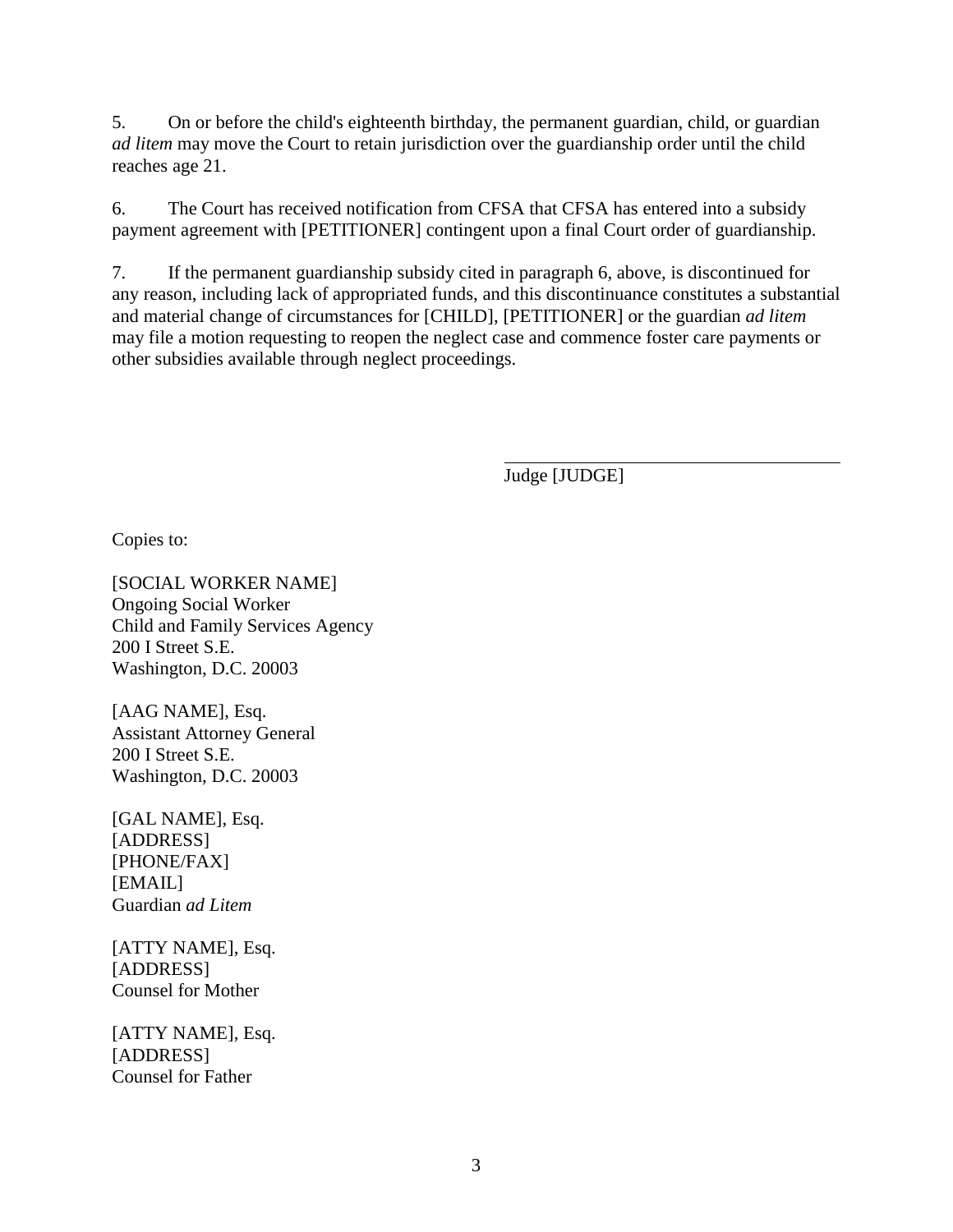5. On or before the child's eighteenth birthday, the permanent guardian, child, or guardian *ad litem* may move the Court to retain jurisdiction over the guardianship order until the child reaches age 21.

6. The Court has received notification from CFSA that CFSA has entered into a subsidy payment agreement with [PETITIONER] contingent upon a final Court order of guardianship.

7. If the permanent guardianship subsidy cited in paragraph 6, above, is discontinued for any reason, including lack of appropriated funds, and this discontinuance constitutes a substantial and material change of circumstances for [CHILD], [PETITIONER] or the guardian *ad litem* may file a motion requesting to reopen the neglect case and commence foster care payments or other subsidies available through neglect proceedings.

\_\_\_\_\_\_\_\_\_\_\_\_\_\_\_\_\_\_\_\_\_\_\_\_\_\_\_\_\_\_\_\_\_\_\_\_
Judge [JUDGE]

Copies to:

[SOCIAL WORKER NAME]
Ongoing Social Worker
Child and Family Services Agency
200 I Street S.E.
Washington, D.C. 20003

[AAG NAME], Esq.
Assistant Attorney General
200 I Street S.E.
Washington, D.C. 20003

[GAL NAME], Esq.
[ADDRESS]
[PHONE/FAX]
[EMAIL]
Guardian *ad Litem*

[ATTY NAME], Esq.
[ADDRESS]
Counsel for Mother

[ATTY NAME], Esq.
[ADDRESS]
Counsel for Father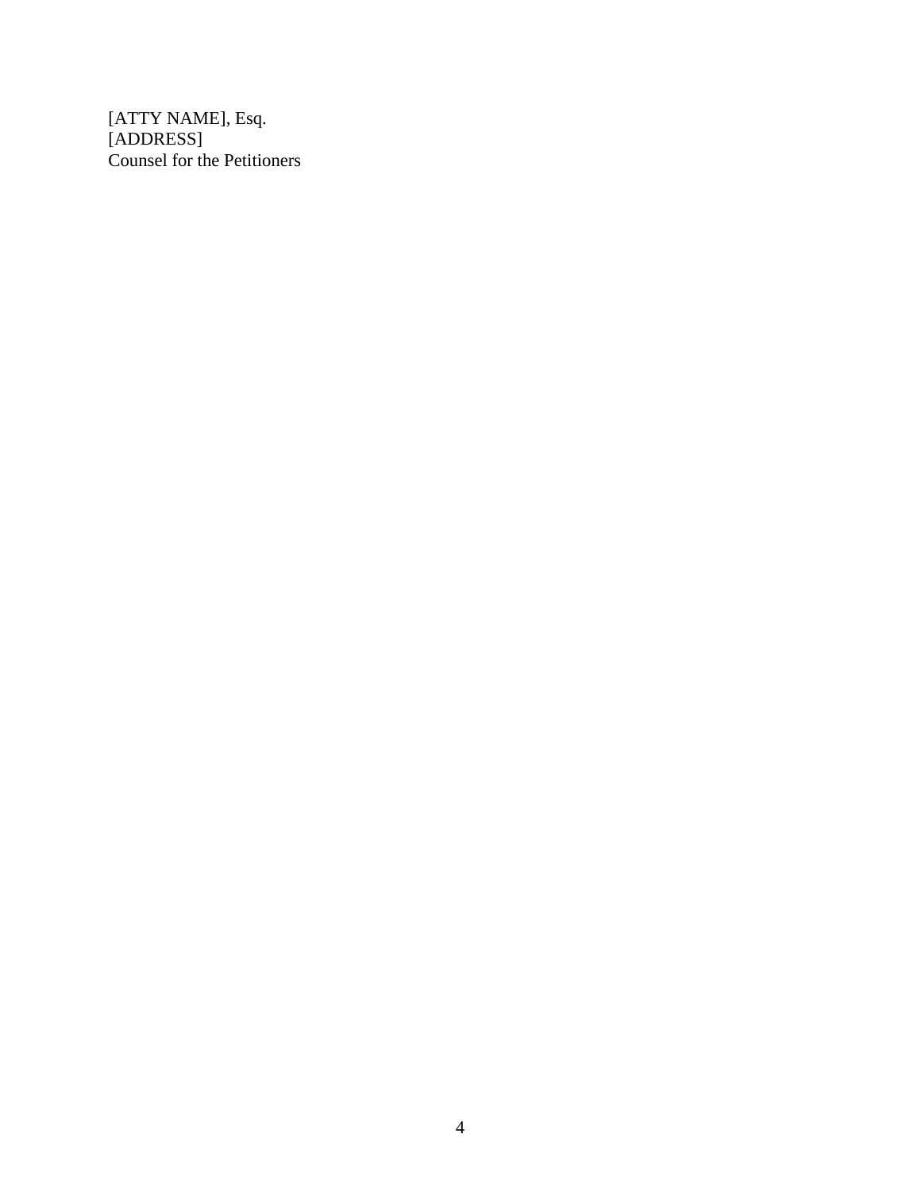[ATTY NAME], Esq.
[ADDRESS]
Counsel for the Petitioners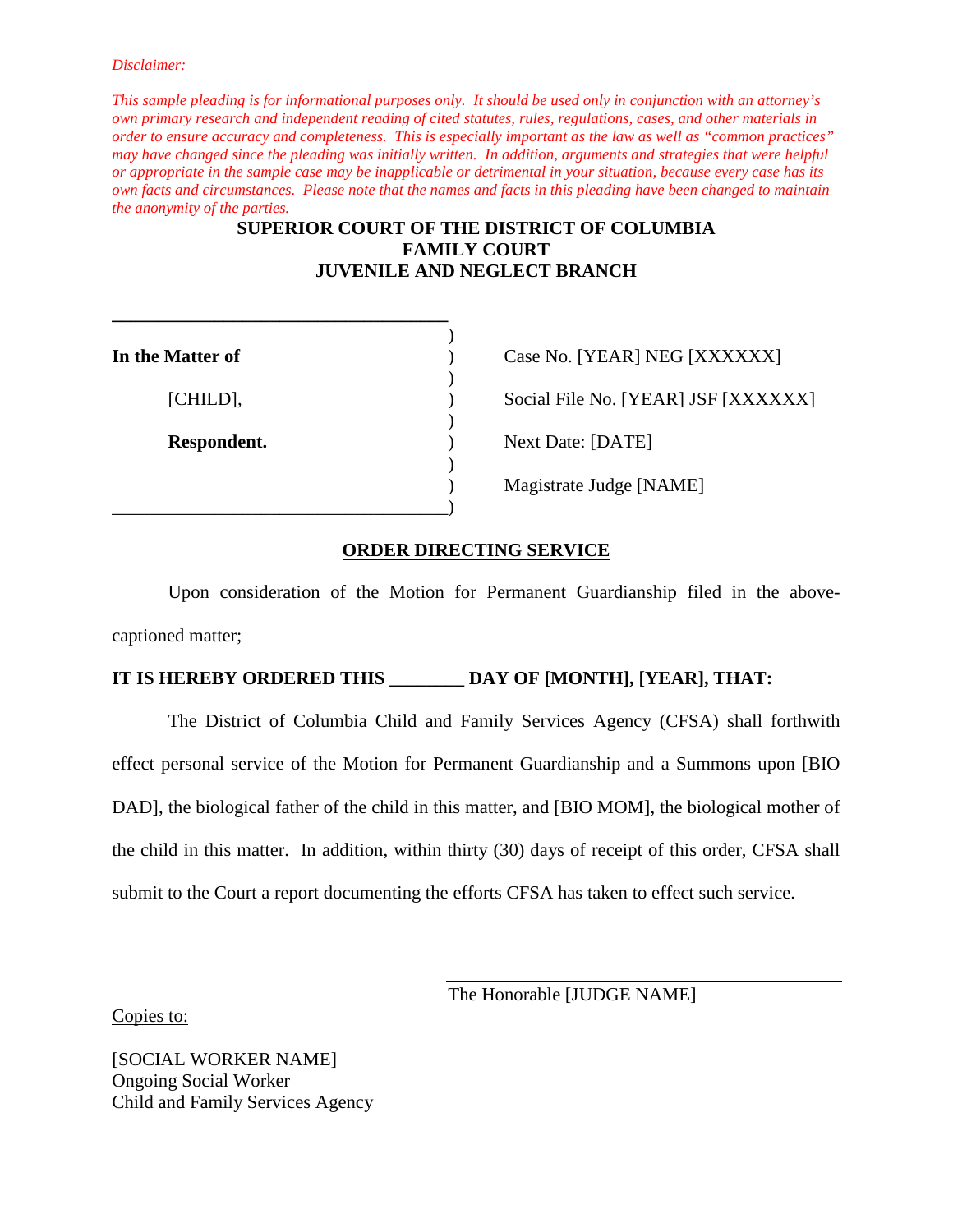*Disclaimer:*

*This sample pleading is for informational purposes only. It should be used only in conjunction with an attorney's own primary research and independent reading of cited statutes, rules, regulations, cases, and other materials in order to ensure accuracy and completeness. This is especially important as the law as well as "common practices" may have changed since the pleading was initially written. In addition, arguments and strategies that were helpful or appropriate in the sample case may be inapplicable or detrimental in your situation, because every case has its own facts and circumstances. Please note that the names and facts in this pleading have been changed to maintain the anonymity of the parties.*

**SUPERIOR COURT OF THE DISTRICT OF COLUMBIA**
**FAMILY COURT**
**JUVENILE AND NEGLECT BRANCH**

| | |
|---|---|
| **In the Matter of** | Case No. [YEAR] NEG [XXXXXX] |
| [CHILD], | Social File No. [YEAR] JSF [XXXXXX] |
| **Respondent.** | Next Date: [DATE] |
| | Magistrate Judge [NAME] |

**ORDER DIRECTING SERVICE**

Upon consideration of the Motion for Permanent Guardianship filed in the above-captioned matter;

**IT IS HEREBY ORDERED THIS ________ DAY OF [MONTH], [YEAR], THAT:**

The District of Columbia Child and Family Services Agency (CFSA) shall forthwith effect personal service of the Motion for Permanent Guardianship and a Summons upon [BIO DAD], the biological father of the child in this matter, and [BIO MOM], the biological mother of the child in this matter. In addition, within thirty (30) days of receipt of this order, CFSA shall submit to the Court a report documenting the efforts CFSA has taken to effect such service.

_________________________________
The Honorable [JUDGE NAME]

Copies to:

[SOCIAL WORKER NAME]
Ongoing Social Worker
Child and Family Services Agency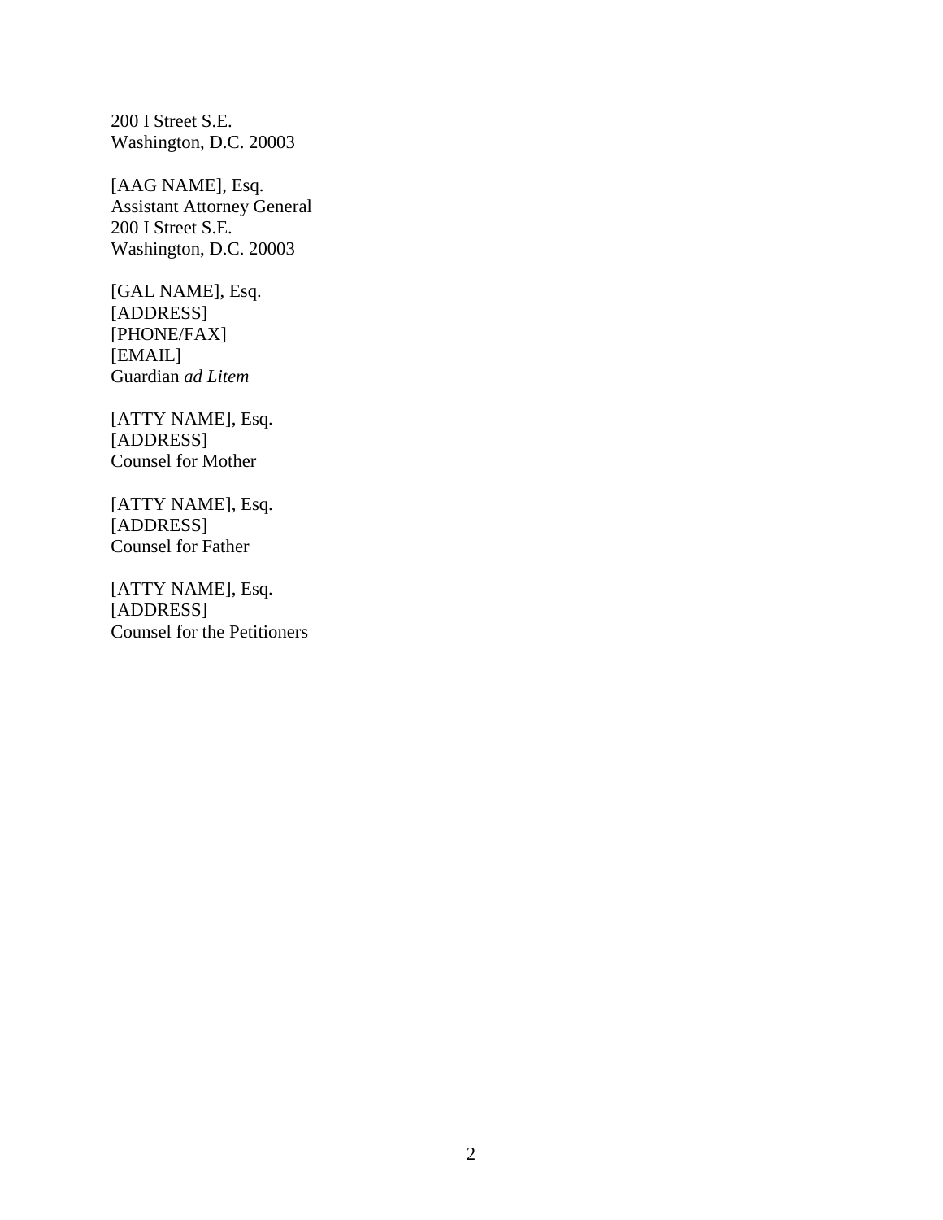200 I Street S.E.  
Washington, D.C. 20003

[AAG NAME], Esq.  
Assistant Attorney General  
200 I Street S.E.  
Washington, D.C. 20003

[GAL NAME], Esq.  
[ADDRESS]  
[PHONE/FAX]  
[EMAIL]  
Guardian *ad Litem*

[ATTY NAME], Esq.  
[ADDRESS]  
Counsel for Mother

[ATTY NAME], Esq.  
[ADDRESS]  
Counsel for Father

[ATTY NAME], Esq.  
[ADDRESS]  
Counsel for the Petitioners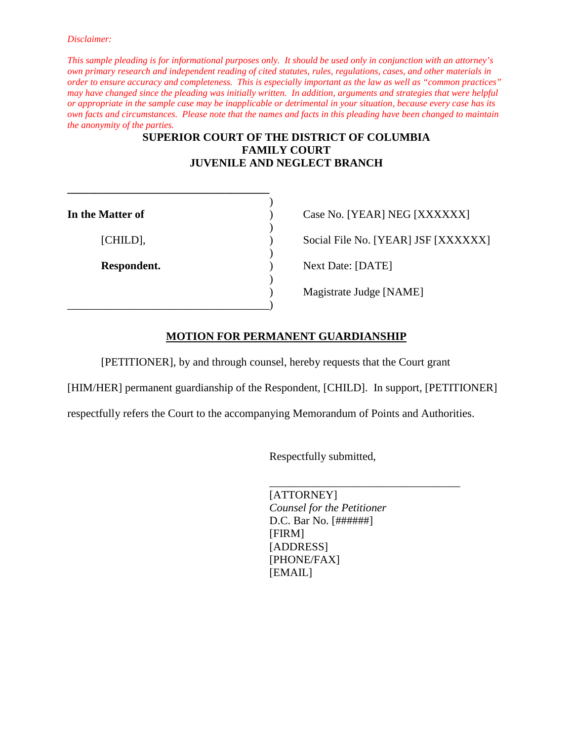*Disclaimer:*

*This sample pleading is for informational purposes only. It should be used only in conjunction with an attorney's own primary research and independent reading of cited statutes, rules, regulations, cases, and other materials in order to ensure accuracy and completeness. This is especially important as the law as well as "common practices" may have changed since the pleading was initially written. In addition, arguments and strategies that were helpful or appropriate in the sample case may be inapplicable or detrimental in your situation, because every case has its own facts and circumstances. Please note that the names and facts in this pleading have been changed to maintain the anonymity of the parties.*

**SUPERIOR COURT OF THE DISTRICT OF COLUMBIA**
**FAMILY COURT**
**JUVENILE AND NEGLECT BRANCH**

| | | |
|---|---|---|
| **In the Matter of** | ) | Case No. [YEAR] NEG [XXXXXX] |
| [CHILD], | ) | Social File No. [YEAR] JSF [XXXXXX] |
| **Respondent.** | ) | Next Date: [DATE] |
| | ) | Magistrate Judge [NAME] |

**MOTION FOR PERMANENT GUARDIANSHIP**

[PETITIONER], by and through counsel, hereby requests that the Court grant [HIM/HER] permanent guardianship of the Respondent, [CHILD]. In support, [PETITIONER] respectfully refers the Court to the accompanying Memorandum of Points and Authorities.

Respectfully submitted,

_________________________________
[ATTORNEY]
*Counsel for the Petitioner*
D.C. Bar No. [######]
[FIRM]
[ADDRESS]
[PHONE/FAX]
[EMAIL]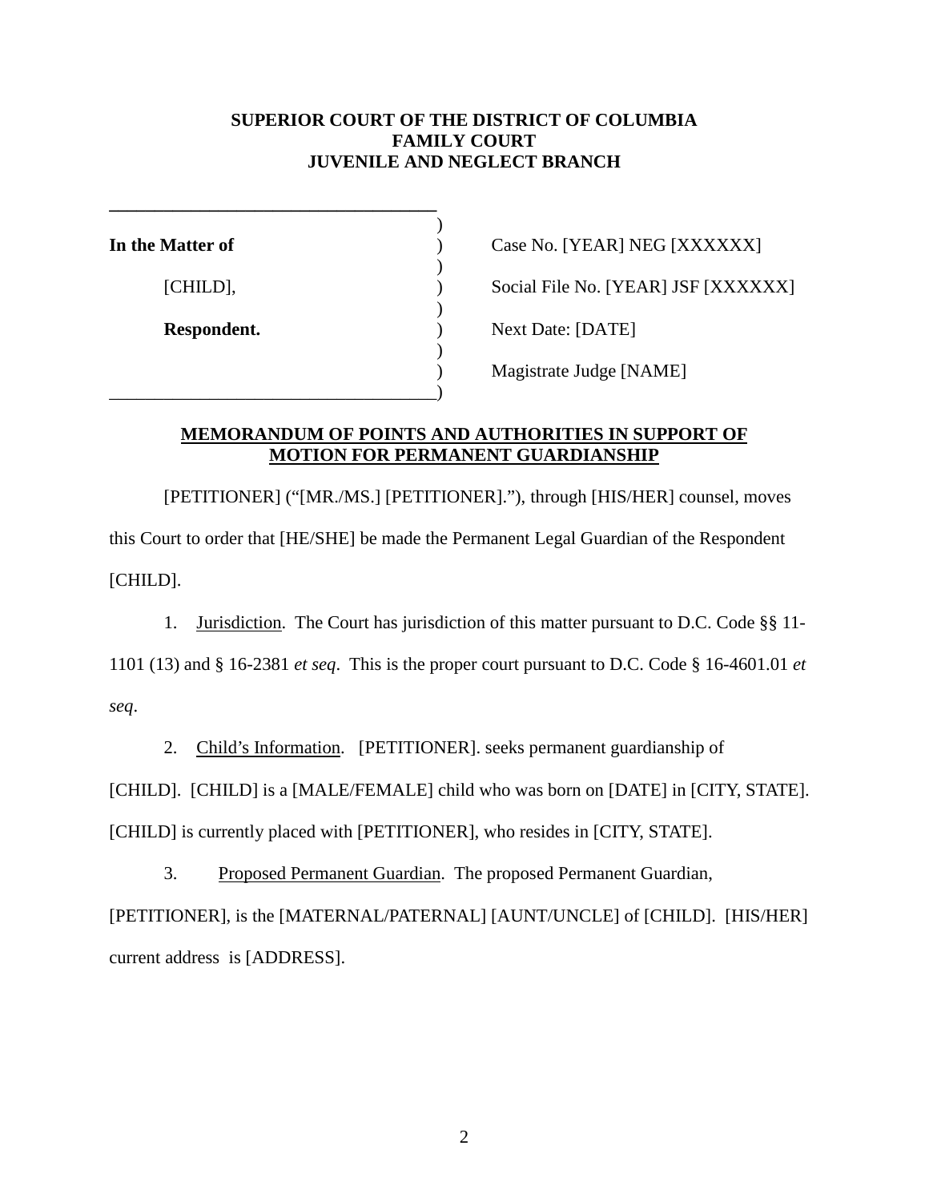**SUPERIOR COURT OF THE DISTRICT OF COLUMBIA**
**FAMILY COURT**
**JUVENILE AND NEGLECT BRANCH**

| | |
|---|---|
| **In the Matter of** | Case No. [YEAR] NEG [XXXXXX] |
| [CHILD], | Social File No. [YEAR] JSF [XXXXXX] |
| **Respondent.** | Next Date: [DATE] |
| | Magistrate Judge [NAME] |

**MEMORANDUM OF POINTS AND AUTHORITIES IN SUPPORT OF MOTION FOR PERMANENT GUARDIANSHIP**

[PETITIONER] ("[MR./MS.] [PETITIONER]."), through [HIS/HER] counsel, moves this Court to order that [HE/SHE] be made the Permanent Legal Guardian of the Respondent [CHILD].

1. Jurisdiction. The Court has jurisdiction of this matter pursuant to D.C. Code §§ 11-1101 (13) and § 16-2381 *et seq*. This is the proper court pursuant to D.C. Code § 16-4601.01 *et seq*.

2. Child's Information. [PETITIONER]. seeks permanent guardianship of [CHILD]. [CHILD] is a [MALE/FEMALE] child who was born on [DATE] in [CITY, STATE]. [CHILD] is currently placed with [PETITIONER], who resides in [CITY, STATE].

3. Proposed Permanent Guardian. The proposed Permanent Guardian, [PETITIONER], is the [MATERNAL/PATERNAL] [AUNT/UNCLE] of [CHILD]. [HIS/HER] current address is [ADDRESS].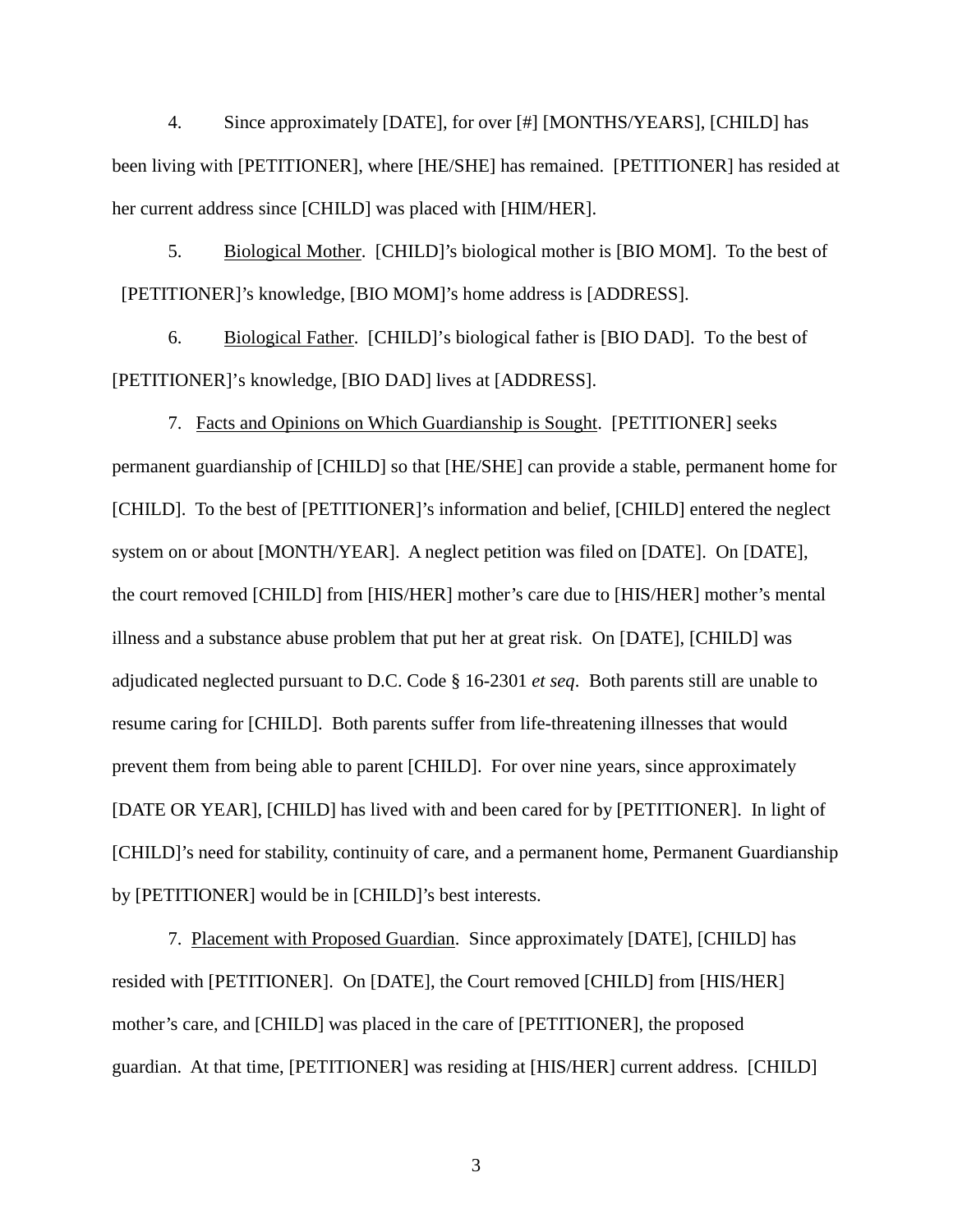4. Since approximately [DATE], for over [#] [MONTHS/YEARS], [CHILD] has been living with [PETITIONER], where [HE/SHE] has remained. [PETITIONER] has resided at her current address since [CHILD] was placed with [HIM/HER].

5. Biological Mother. [CHILD]'s biological mother is [BIO MOM]. To the best of [PETITIONER]'s knowledge, [BIO MOM]'s home address is [ADDRESS].

6. Biological Father. [CHILD]'s biological father is [BIO DAD]. To the best of [PETITIONER]'s knowledge, [BIO DAD] lives at [ADDRESS].

7. Facts and Opinions on Which Guardianship is Sought. [PETITIONER] seeks permanent guardianship of [CHILD] so that [HE/SHE] can provide a stable, permanent home for [CHILD]. To the best of [PETITIONER]'s information and belief, [CHILD] entered the neglect system on or about [MONTH/YEAR]. A neglect petition was filed on [DATE]. On [DATE], the court removed [CHILD] from [HIS/HER] mother's care due to [HIS/HER] mother's mental illness and a substance abuse problem that put her at great risk. On [DATE], [CHILD] was adjudicated neglected pursuant to D.C. Code § 16-2301 *et seq*. Both parents still are unable to resume caring for [CHILD]. Both parents suffer from life-threatening illnesses that would prevent them from being able to parent [CHILD]. For over nine years, since approximately [DATE OR YEAR], [CHILD] has lived with and been cared for by [PETITIONER]. In light of [CHILD]'s need for stability, continuity of care, and a permanent home, Permanent Guardianship by [PETITIONER] would be in [CHILD]'s best interests.

7. Placement with Proposed Guardian. Since approximately [DATE], [CHILD] has resided with [PETITIONER]. On [DATE], the Court removed [CHILD] from [HIS/HER] mother's care, and [CHILD] was placed in the care of [PETITIONER], the proposed guardian. At that time, [PETITIONER] was residing at [HIS/HER] current address. [CHILD]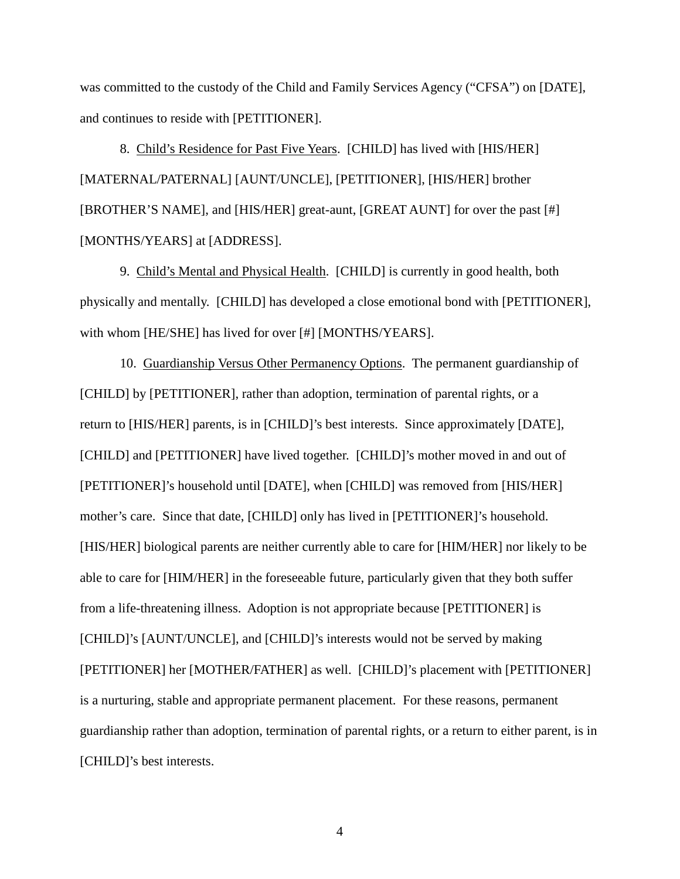was committed to the custody of the Child and Family Services Agency ("CFSA") on [DATE], and continues to reside with [PETITIONER].

8. Child's Residence for Past Five Years. [CHILD] has lived with [HIS/HER] [MATERNAL/PATERNAL] [AUNT/UNCLE], [PETITIONER], [HIS/HER] brother [BROTHER'S NAME], and [HIS/HER] great-aunt, [GREAT AUNT] for over the past [#] [MONTHS/YEARS] at [ADDRESS].

9. Child's Mental and Physical Health. [CHILD] is currently in good health, both physically and mentally. [CHILD] has developed a close emotional bond with [PETITIONER], with whom [HE/SHE] has lived for over [#] [MONTHS/YEARS].

10. Guardianship Versus Other Permanency Options. The permanent guardianship of [CHILD] by [PETITIONER], rather than adoption, termination of parental rights, or a return to [HIS/HER] parents, is in [CHILD]'s best interests. Since approximately [DATE], [CHILD] and [PETITIONER] have lived together. [CHILD]'s mother moved in and out of [PETITIONER]'s household until [DATE], when [CHILD] was removed from [HIS/HER] mother's care. Since that date, [CHILD] only has lived in [PETITIONER]'s household. [HIS/HER] biological parents are neither currently able to care for [HIM/HER] nor likely to be able to care for [HIM/HER] in the foreseeable future, particularly given that they both suffer from a life-threatening illness. Adoption is not appropriate because [PETITIONER] is [CHILD]'s [AUNT/UNCLE], and [CHILD]'s interests would not be served by making [PETITIONER] her [MOTHER/FATHER] as well. [CHILD]'s placement with [PETITIONER] is a nurturing, stable and appropriate permanent placement. For these reasons, permanent guardianship rather than adoption, termination of parental rights, or a return to either parent, is in [CHILD]'s best interests.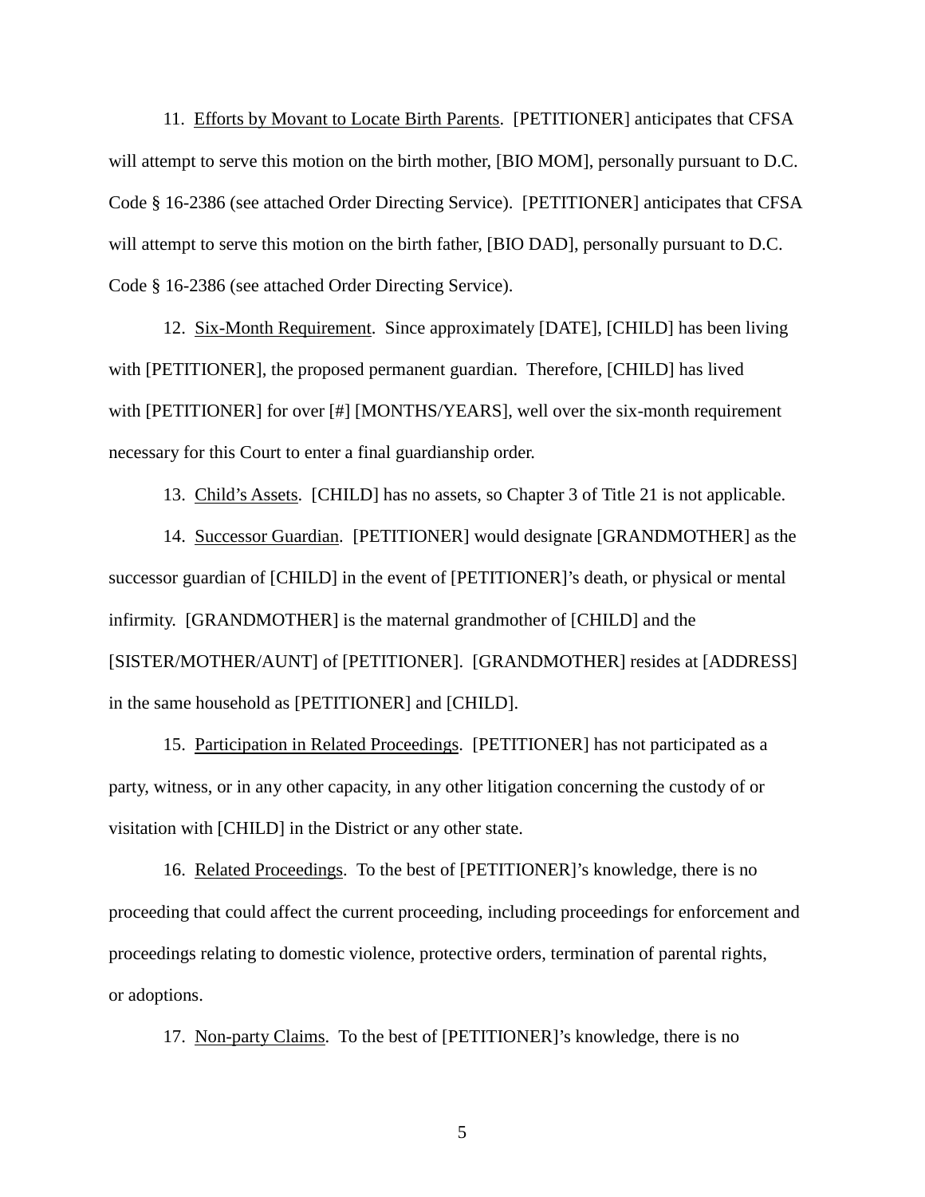11. <u>Efforts by Movant to Locate Birth Parents</u>. [PETITIONER] anticipates that CFSA will attempt to serve this motion on the birth mother, [BIO MOM], personally pursuant to D.C. Code § 16-2386 (see attached Order Directing Service). [PETITIONER] anticipates that CFSA will attempt to serve this motion on the birth father, [BIO DAD], personally pursuant to D.C. Code § 16-2386 (see attached Order Directing Service).

12. <u>Six-Month Requirement</u>. Since approximately [DATE], [CHILD] has been living with [PETITIONER], the proposed permanent guardian. Therefore, [CHILD] has lived with [PETITIONER] for over [#] [MONTHS/YEARS], well over the six-month requirement necessary for this Court to enter a final guardianship order.

13. <u>Child's Assets</u>. [CHILD] has no assets, so Chapter 3 of Title 21 is not applicable.

14. <u>Successor Guardian</u>. [PETITIONER] would designate [GRANDMOTHER] as the successor guardian of [CHILD] in the event of [PETITIONER]'s death, or physical or mental infirmity. [GRANDMOTHER] is the maternal grandmother of [CHILD] and the [SISTER/MOTHER/AUNT] of [PETITIONER]. [GRANDMOTHER] resides at [ADDRESS] in the same household as [PETITIONER] and [CHILD].

15. <u>Participation in Related Proceedings</u>. [PETITIONER] has not participated as a party, witness, or in any other capacity, in any other litigation concerning the custody of or visitation with [CHILD] in the District or any other state.

16. <u>Related Proceedings</u>. To the best of [PETITIONER]'s knowledge, there is no proceeding that could affect the current proceeding, including proceedings for enforcement and proceedings relating to domestic violence, protective orders, termination of parental rights, or adoptions.

17. <u>Non-party Claims</u>. To the best of [PETITIONER]'s knowledge, there is no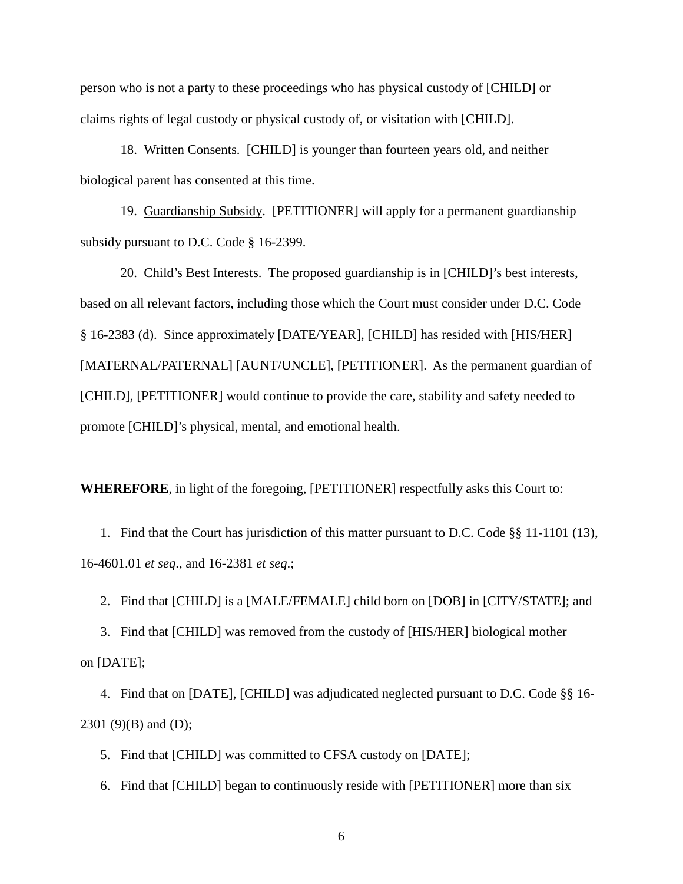person who is not a party to these proceedings who has physical custody of [CHILD] or claims rights of legal custody or physical custody of, or visitation with [CHILD].

18. Written Consents. [CHILD] is younger than fourteen years old, and neither biological parent has consented at this time.

19. Guardianship Subsidy. [PETITIONER] will apply for a permanent guardianship subsidy pursuant to D.C. Code § 16-2399.

20. Child's Best Interests. The proposed guardianship is in [CHILD]'s best interests, based on all relevant factors, including those which the Court must consider under D.C. Code § 16-2383 (d). Since approximately [DATE/YEAR], [CHILD] has resided with [HIS/HER] [MATERNAL/PATERNAL] [AUNT/UNCLE], [PETITIONER]. As the permanent guardian of [CHILD], [PETITIONER] would continue to provide the care, stability and safety needed to promote [CHILD]'s physical, mental, and emotional health.

**WHEREFORE**, in light of the foregoing, [PETITIONER] respectfully asks this Court to:

1. Find that the Court has jurisdiction of this matter pursuant to D.C. Code §§ 11-1101 (13), 16-4601.01 *et seq*., and 16-2381 *et seq*.;

2. Find that [CHILD] is a [MALE/FEMALE] child born on [DOB] in [CITY/STATE]; and

3. Find that [CHILD] was removed from the custody of [HIS/HER] biological mother on [DATE];

4. Find that on [DATE], [CHILD] was adjudicated neglected pursuant to D.C. Code §§ 16-2301 (9)(B) and (D);

5. Find that [CHILD] was committed to CFSA custody on [DATE];

6. Find that [CHILD] began to continuously reside with [PETITIONER] more than six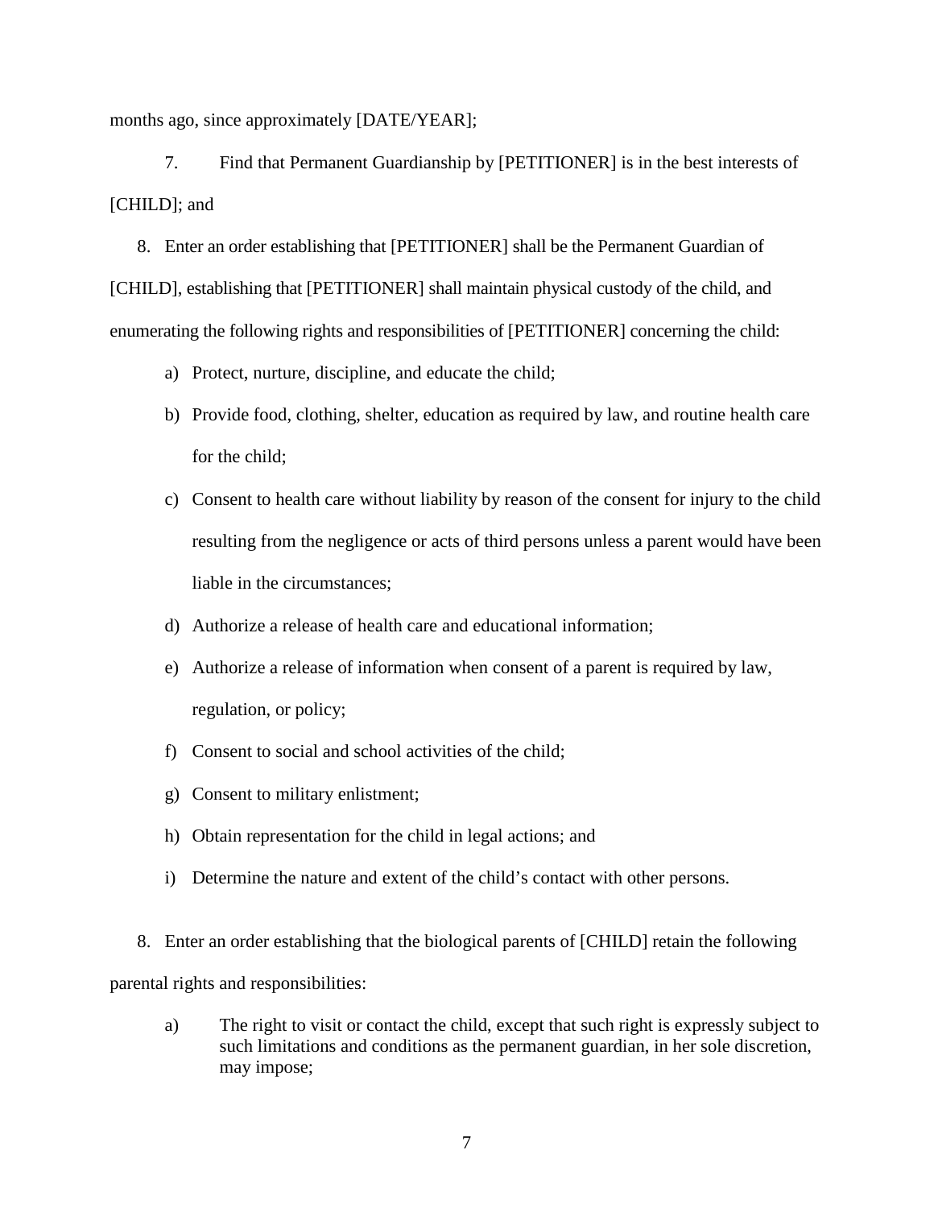months ago, since approximately [DATE/YEAR];

7. Find that Permanent Guardianship by [PETITIONER] is in the best interests of [CHILD]; and

8. Enter an order establishing that [PETITIONER] shall be the Permanent Guardian of [CHILD], establishing that [PETITIONER] shall maintain physical custody of the child, and enumerating the following rights and responsibilities of [PETITIONER] concerning the child:

   a) Protect, nurture, discipline, and educate the child;

   b) Provide food, clothing, shelter, education as required by law, and routine health care for the child;

   c) Consent to health care without liability by reason of the consent for injury to the child resulting from the negligence or acts of third persons unless a parent would have been liable in the circumstances;

   d) Authorize a release of health care and educational information;

   e) Authorize a release of information when consent of a parent is required by law, regulation, or policy;

   f) Consent to social and school activities of the child;

   g) Consent to military enlistment;

   h) Obtain representation for the child in legal actions; and

   i) Determine the nature and extent of the child's contact with other persons.

8. Enter an order establishing that the biological parents of [CHILD] retain the following parental rights and responsibilities:

   a) The right to visit or contact the child, except that such right is expressly subject to such limitations and conditions as the permanent guardian, in her sole discretion, may impose;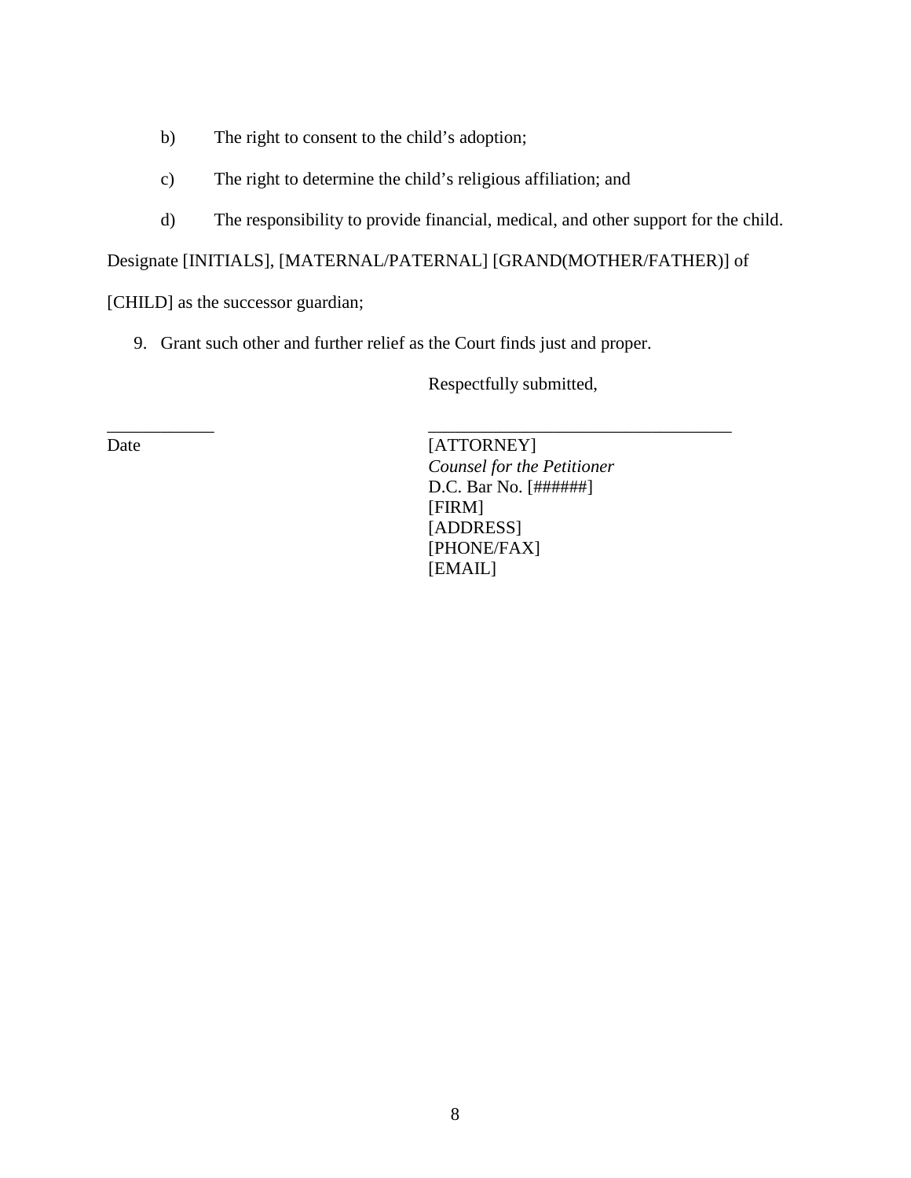b) The right to consent to the child's adoption;

c) The right to determine the child's religious affiliation; and

d) The responsibility to provide financial, medical, and other support for the child.

Designate [INITIALS], [MATERNAL/PATERNAL] [GRAND(MOTHER/FATHER)] of [CHILD] as the successor guardian;

9. Grant such other and further relief as the Court finds just and proper.

Respectfully submitted,

\_\_\_\_\_\_\_\_\_\_\_\_
Date

\_\_\_\_\_\_\_\_\_\_\_\_\_\_\_\_\_\_\_\_\_\_\_\_\_\_\_\_\_\_\_\_\_\_
[ATTORNEY]
*Counsel for the Petitioner*
D.C. Bar No. [######]
[FIRM]
[ADDRESS]
[PHONE/FAX]
[EMAIL]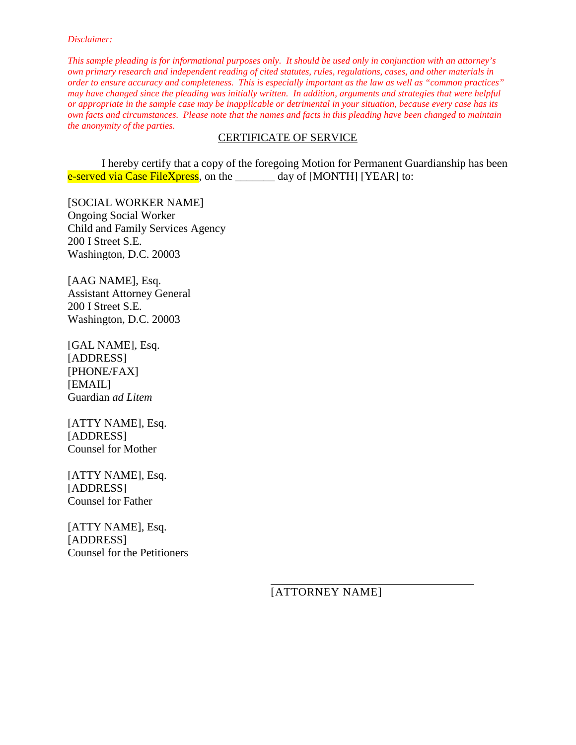*Disclaimer:*

*This sample pleading is for informational purposes only. It should be used only in conjunction with an attorney's own primary research and independent reading of cited statutes, rules, regulations, cases, and other materials in order to ensure accuracy and completeness. This is especially important as the law as well as "common practices" may have changed since the pleading was initially written. In addition, arguments and strategies that were helpful or appropriate in the sample case may be inapplicable or detrimental in your situation, because every case has its own facts and circumstances. Please note that the names and facts in this pleading have been changed to maintain the anonymity of the parties.*

## CERTIFICATE OF SERVICE

I hereby certify that a copy of the foregoing Motion for Permanent Guardianship has been e-served via Case FileXpress, on the _______ day of [MONTH] [YEAR] to:

[SOCIAL WORKER NAME]
Ongoing Social Worker
Child and Family Services Agency
200 I Street S.E.
Washington, D.C. 20003

[AAG NAME], Esq.
Assistant Attorney General
200 I Street S.E.
Washington, D.C. 20003

[GAL NAME], Esq.
[ADDRESS]
[PHONE/FAX]
[EMAIL]
Guardian *ad Litem*

[ATTY NAME], Esq.
[ADDRESS]
Counsel for Mother

[ATTY NAME], Esq.
[ADDRESS]
Counsel for Father

[ATTY NAME], Esq.
[ADDRESS]
Counsel for the Petitioners

_________________________________
[ATTORNEY NAME]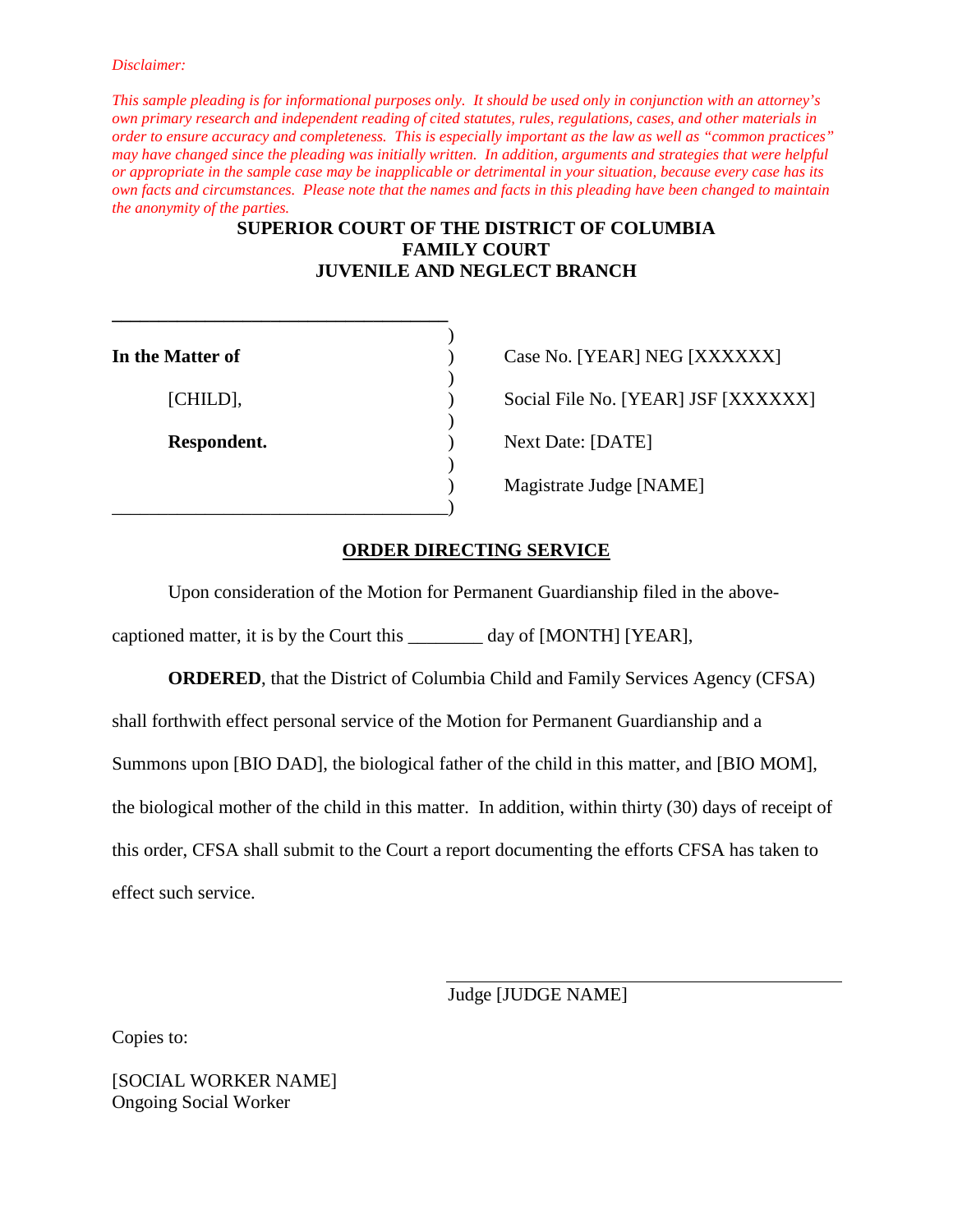*Disclaimer:*

*This sample pleading is for informational purposes only. It should be used only in conjunction with an attorney's own primary research and independent reading of cited statutes, rules, regulations, cases, and other materials in order to ensure accuracy and completeness. This is especially important as the law as well as "common practices" may have changed since the pleading was initially written. In addition, arguments and strategies that were helpful or appropriate in the sample case may be inapplicable or detrimental in your situation, because every case has its own facts and circumstances. Please note that the names and facts in this pleading have been changed to maintain the anonymity of the parties.*

**SUPERIOR COURT OF THE DISTRICT OF COLUMBIA**
**FAMILY COURT**
**JUVENILE AND NEGLECT BRANCH**

| | | |
|---|---|---|
| **In the Matter of** | ) | Case No. [YEAR] NEG [XXXXXX] |
| [CHILD], | ) | Social File No. [YEAR] JSF [XXXXXX] |
| **Respondent.** | ) | Next Date: [DATE] |
| | ) | Magistrate Judge [NAME] |

**ORDER DIRECTING SERVICE**

Upon consideration of the Motion for Permanent Guardianship filed in the above-captioned matter, it is by the Court this ________ day of [MONTH] [YEAR],

**ORDERED**, that the District of Columbia Child and Family Services Agency (CFSA) shall forthwith effect personal service of the Motion for Permanent Guardianship and a Summons upon [BIO DAD], the biological father of the child in this matter, and [BIO MOM], the biological mother of the child in this matter. In addition, within thirty (30) days of receipt of this order, CFSA shall submit to the Court a report documenting the efforts CFSA has taken to effect such service.

Judge [JUDGE NAME]

Copies to:

[SOCIAL WORKER NAME]
Ongoing Social Worker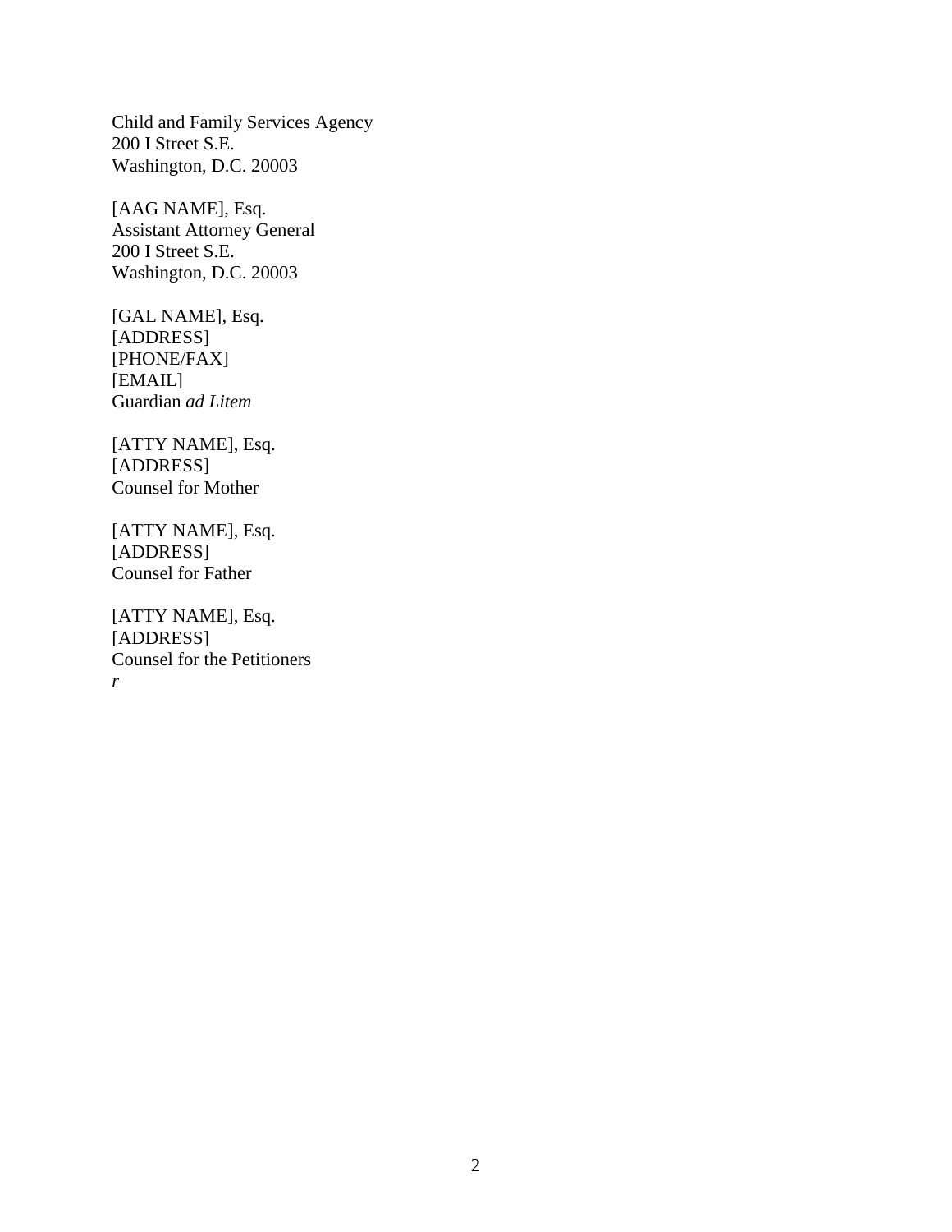Child and Family Services Agency
200 I Street S.E.
Washington, D.C. 20003

[AAG NAME], Esq.
Assistant Attorney General
200 I Street S.E.
Washington, D.C. 20003

[GAL NAME], Esq.
[ADDRESS]
[PHONE/FAX]
[EMAIL]
Guardian *ad Litem*

[ATTY NAME], Esq.
[ADDRESS]
Counsel for Mother

[ATTY NAME], Esq.
[ADDRESS]
Counsel for Father

[ATTY NAME], Esq.
[ADDRESS]
Counsel for the Petitioners
*r*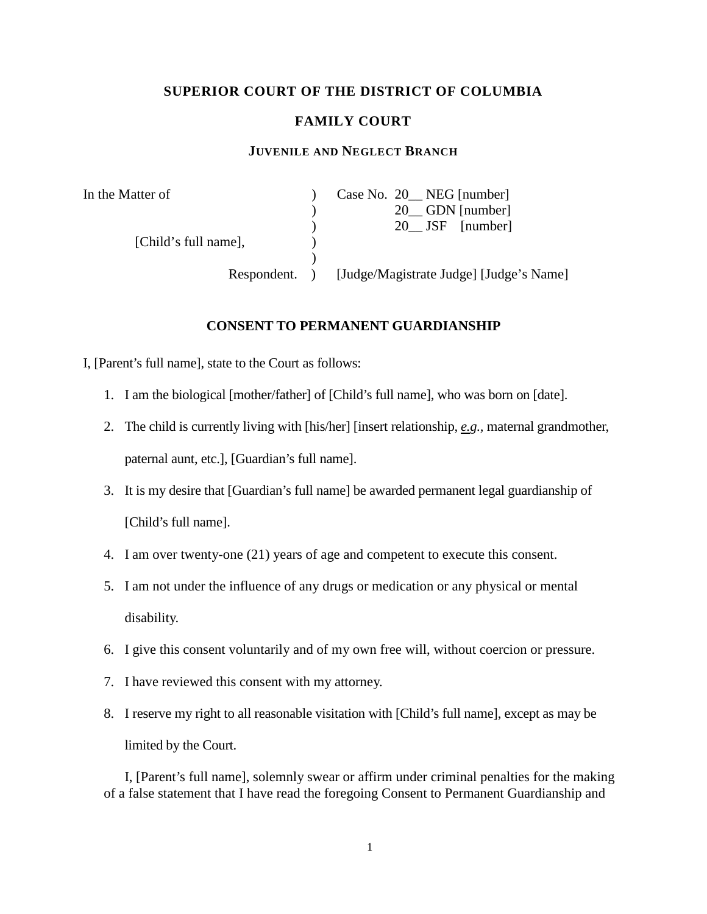**SUPERIOR COURT OF THE DISTRICT OF COLUMBIA**

**FAMILY COURT**

**JUVENILE AND NEGLECT BRANCH**

| In the Matter of | ) | Case No. 20__ NEG [number] |
|---|---|---|
| | ) | 20__ GDN [number] |
| | ) | 20__ JSF [number] |
| [Child's full name], | ) | |
| | ) | |
| Respondent. | ) | [Judge/Magistrate Judge] [Judge's Name] |

**CONSENT TO PERMANENT GUARDIANSHIP**

I, [Parent's full name], state to the Court as follows:

1. I am the biological [mother/father] of [Child's full name], who was born on [date].
2. The child is currently living with [his/her] [insert relationship, ***e.g.***, maternal grandmother, paternal aunt, etc.], [Guardian's full name].
3. It is my desire that [Guardian's full name] be awarded permanent legal guardianship of [Child's full name].
4. I am over twenty-one (21) years of age and competent to execute this consent.
5. I am not under the influence of any drugs or medication or any physical or mental disability.
6. I give this consent voluntarily and of my own free will, without coercion or pressure.
7. I have reviewed this consent with my attorney.
8. I reserve my right to all reasonable visitation with [Child's full name], except as may be limited by the Court.

I, [Parent's full name], solemnly swear or affirm under criminal penalties for the making of a false statement that I have read the foregoing Consent to Permanent Guardianship and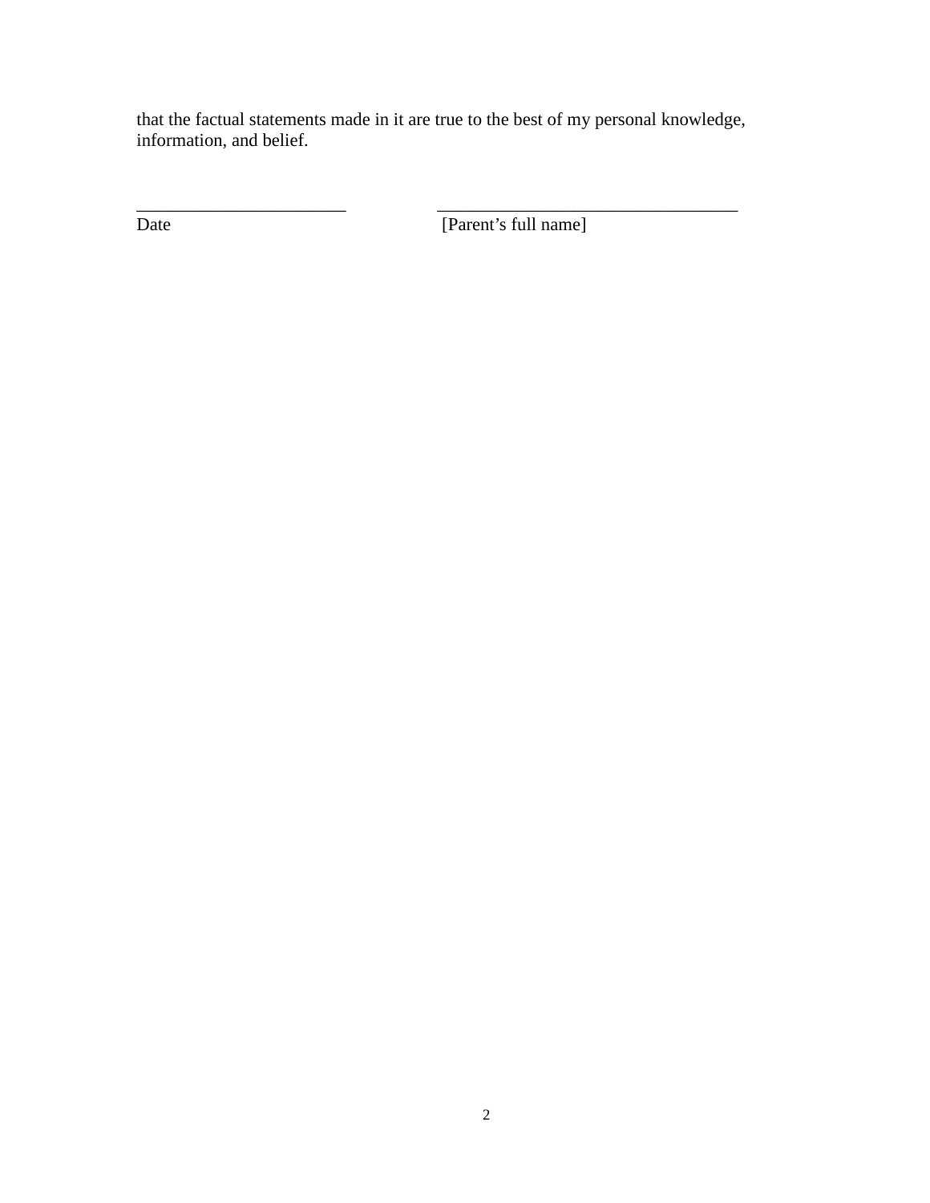that the factual statements made in it are true to the best of my personal knowledge, information, and belief.

________________________ ___________________________________

Date [Parent’s full name]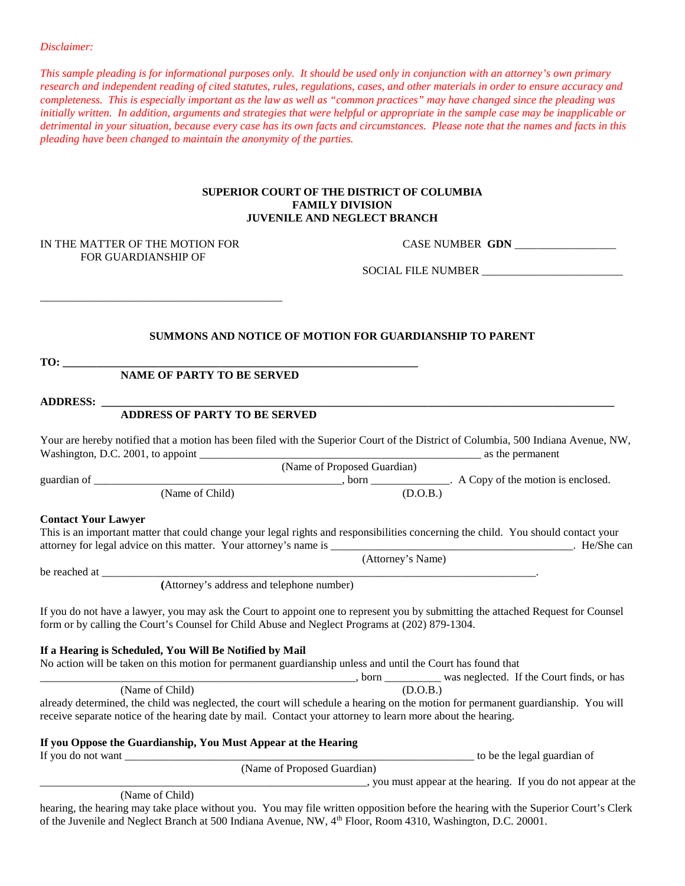*Disclaimer:*

*This sample pleading is for informational purposes only. It should be used only in conjunction with an attorney's own primary research and independent reading of cited statutes, rules, regulations, cases, and other materials in order to ensure accuracy and completeness. This is especially important as the law as well as "common practices" may have changed since the pleading was initially written. In addition, arguments and strategies that were helpful or appropriate in the sample case may be inapplicable or detrimental in your situation, because every case has its own facts and circumstances. Please note that the names and facts in this pleading have been changed to maintain the anonymity of the parties.*

**SUPERIOR COURT OF THE DISTRICT OF COLUMBIA**
**FAMILY DIVISION**
**JUVENILE AND NEGLECT BRANCH**

IN THE MATTER OF THE MOTION FOR FOR GUARDIANSHIP OF

CASE NUMBER **GDN** __________________

SOCIAL FILE NUMBER _________________________

____________________________________________

**SUMMONS AND NOTICE OF MOTION FOR GUARDIANSHIP TO PARENT**

**TO: _______________________________________________________________**
**NAME OF PARTY TO BE SERVED**

**ADDRESS: ____________________________________________________________________________________________**
**ADDRESS OF PARTY TO BE SERVED**

Your are hereby notified that a motion has been filed with the Superior Court of the District of Columbia, 500 Indiana Avenue, NW, Washington, D.C. 2001, to appoint __________________________________________________ as the permanent
(Name of Proposed Guardian)
guardian of _____________________________________________, born ______________. A Copy of the motion is enclosed.
(Name of Child) (D.O.B.)

**Contact Your Lawyer**

This is an important matter that could change your legal rights and responsibilities concerning the child. You should contact your attorney for legal advice on this matter. Your attorney's name is ____________________________________________. He/She can
(Attorney's Name)
be reached at _______________________________________________________________________________.
(Attorney's address and telephone number)

If you do not have a lawyer, you may ask the Court to appoint one to represent you by submitting the attached Request for Counsel form or by calling the Court's Counsel for Child Abuse and Neglect Programs at (202) 879-1304.

**If a Hearing is Scheduled, You Will Be Notified by Mail**

No action will be taken on this motion for permanent guardianship unless and until the Court has found that
________________________________________________________, born __________ was neglected. If the Court finds, or has
(Name of Child) (D.O.B.)
already determined, the child was neglected, the court will schedule a hearing on the motion for permanent guardianship. You will receive separate notice of the hearing date by mail. Contact your attorney to learn more about the hearing.

**If you Oppose the Guardianship, You Must Appear at the Hearing**

If you do not want _________________________________________________________________ to be the legal guardian of
(Name of Proposed Guardian)
__________________________________________________________, you must appear at the hearing. If you do not appear at the
(Name of Child)
hearing, the hearing may take place without you. You may file written opposition before the hearing with the Superior Court's Clerk of the Juvenile and Neglect Branch at 500 Indiana Avenue, NW, 4th Floor, Room 4310, Washington, D.C. 20001.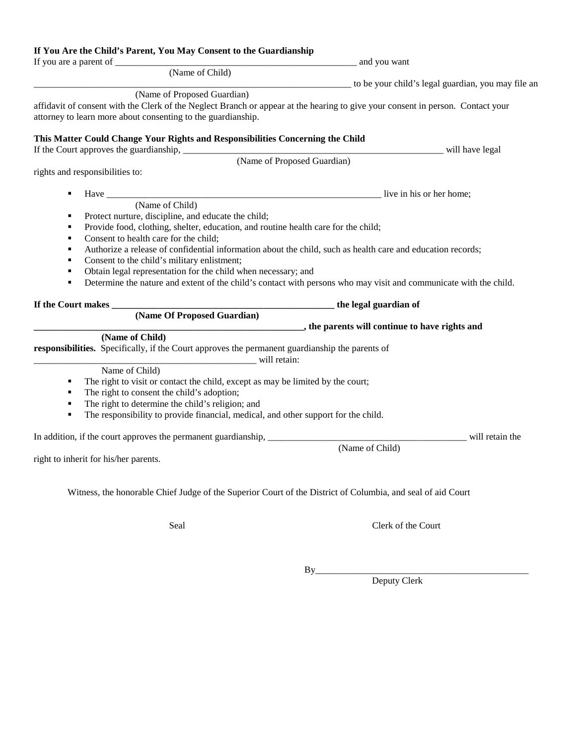**If You Are the Child's Parent, You May Consent to the Guardianship**

If you are a parent of _____________________________________________________ and you want
(Name of Child)
______________________________________________________________________ to be your child's legal guardian, you may file an
(Name of Proposed Guardian)
affidavit of consent with the Clerk of the Neglect Branch or appear at the hearing to give your consent in person. Contact your attorney to learn more about consenting to the guardianship.

**This Matter Could Change Your Rights and Responsibilities Concerning the Child**

If the Court approves the guardianship, __________________________________________________________ will have legal
(Name of Proposed Guardian)
rights and responsibilities to:

- Have ______________________________________________________________ live in his or her home;
  (Name of Child)
- Protect nurture, discipline, and educate the child;
- Provide food, clothing, shelter, education, and routine health care for the child;
- Consent to health care for the child;
- Authorize a release of confidential information about the child, such as health care and education records;
- Consent to the child's military enlistment;
- Obtain legal representation for the child when necessary; and
- Determine the nature and extent of the child's contact with persons who may visit and communicate with the child.

**If the Court makes ________________________________________________ the legal guardian of**
**(Name Of Proposed Guardian)**
**_____________________________________________________________, the parents will continue to have rights and**
**(Name of Child)**
**responsibilities.** Specifically, if the Court approves the permanent guardianship the parents of
_________________________________________________ will retain:
Name of Child)

- The right to visit or contact the child, except as may be limited by the court;
- The right to consent the child's adoption;
- The right to determine the child's religion; and
- The responsibility to provide financial, medical, and other support for the child.

In addition, if the court approves the permanent guardianship, ___________________________________________ will retain the
(Name of Child)
right to inherit for his/her parents.

Witness, the honorable Chief Judge of the Superior Court of the District of Columbia, and seal of aid Court

Seal

Clerk of the Court

By_______________________________________________
Deputy Clerk